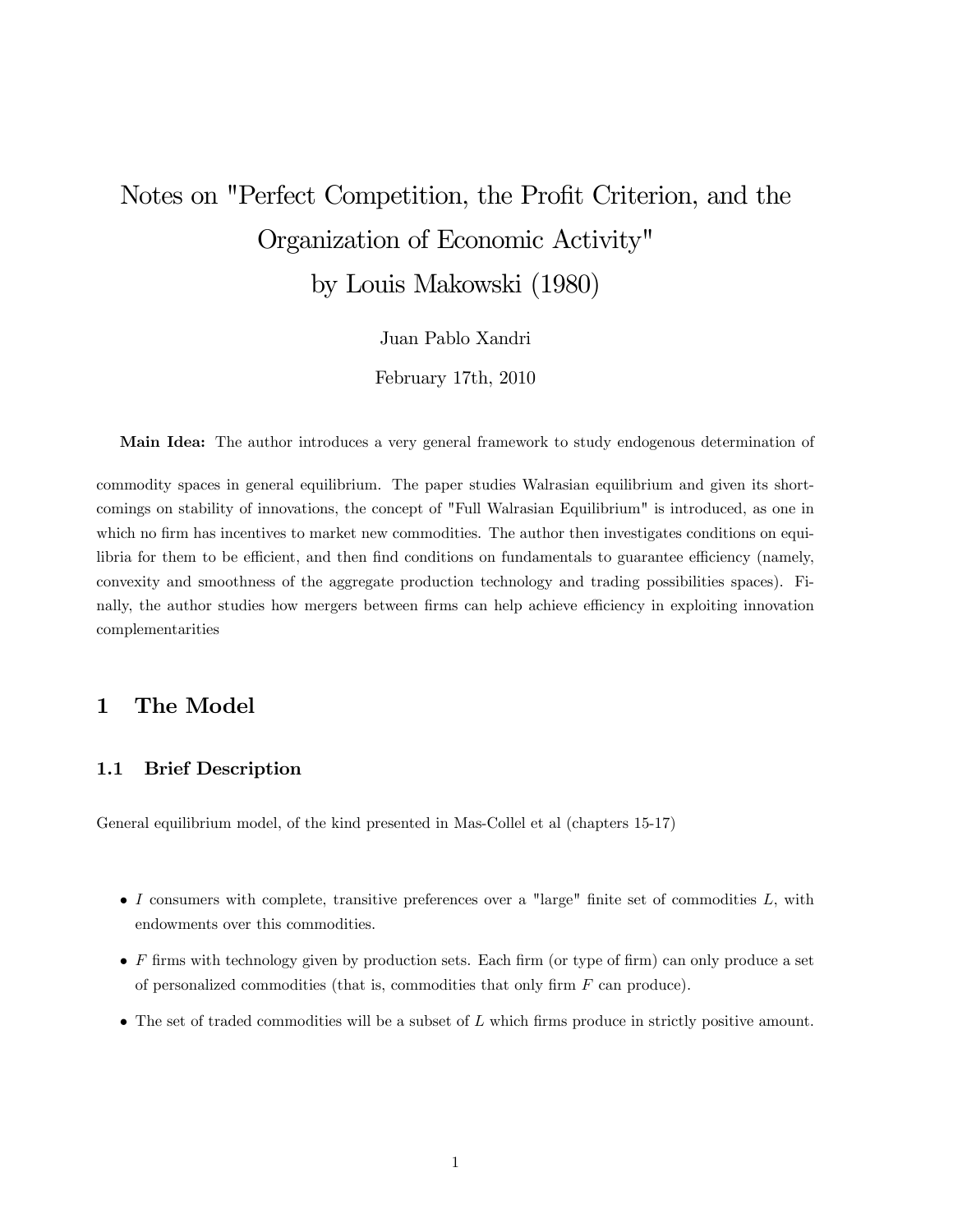# Notes on "Perfect Competition, the Profit Criterion, and the Organization of Economic Activity" by Louis Makowski (1980)

Juan Pablo Xandri

February 17th, 2010

**Main Idea:** The author introduces a very general framework to study endogenous determination of commodity spaces in general equilibrium. The paper studies Walrasian equilibrium and given its shortcomings on stability of innovations, the concept of "Full Walrasian Equilibrium" is introduced, as one in which no firm has incentives to market new commodities. The author then investigates conditions on equilibria for them to be efficient, and then find conditions on fundamentals to guarantee efficiency (namely, convexity and smoothness of the aggregate production technology and trading possibilities spaces). Finally, the author studies how mergers between firms can help achieve efficiency in exploiting innovation complementarities

## 1 The Model

### 1.1 Brief Description

General equilibrium model, of the kind presented in Mas-Collel et al (chapters 15-17)

- $I$ consumers with complete, transitive preferences over a "large" finite set of commodities $L$, with endowments over this commodities.
- $F$ firms with technology given by production sets. Each firm (or type of firm) can only produce a set of personalized commodities (that is, commodities that only firm $F$ can produce).
- The set of traded commodities will be a subset of $L$ which firms produce in strictly positive amount.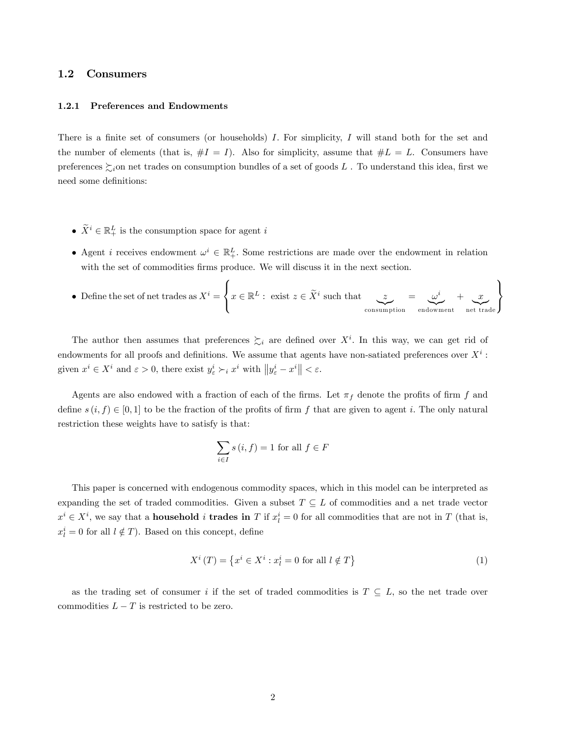## 1.2 Consumers

### 1.2.1 Preferences and Endowments

There is a finite set of consumers (or households) $I$. For simplicity, $I$ will stand both for the set and the number of elements (that is, $\#I = I$). Also for simplicity, assume that $\#L = L$. Consumers have preferences $\succsim_i$on net trades on consumption bundles of a set of goods $L$ . To understand this idea, first we need some definitions:

- $\widetilde{X}^i \in \mathbb{R}^L_+$ is the consumption space for agent $i$
- Agent $i$ receives endowment $\omega^i \in \mathbb{R}^L_+$. Some restrictions are made over the endowment in relation with the set of commodities firms produce. We will discuss it in the next section.
- Define the set of net trades as $X^i = \left\{ x \in \mathbb{R}^L : \text{ exist } z \in \widetilde{X}^i \text{ such that } \underbrace{z}_{\text{consumption}} = \underbrace{\omega^i}_{\text{endowment}} + \underbrace{x}_{\text{net trade}} \right\}$

The author then assumes that preferences $\succsim_i$ are defined over $X^i$. In this way, we can get rid of endowments for all proofs and definitions. We assume that agents have non-satiated preferences over $X^i$ : given $x^i \in X^i$ and $\varepsilon > 0$, there exist $y^i_\varepsilon \succ_i x^i$ with $\left\| y^i_\varepsilon - x^i \right\| < \varepsilon$.

Agents are also endowed with a fraction of each of the firms. Let $\pi_f$ denote the profits of firm $f$ and define $s(i, f) \in [0, 1]$ to be the fraction of the profits of firm $f$ that are given to agent $i$. The only natural restriction these weights have to satisfy is that:

$$\sum_{i \in I} s(i, f) = 1 \text{ for all } f \in F$$

This paper is concerned with endogenous commodity spaces, which in this model can be interpreted as expanding the set of traded commodities. Given a subset $T \subseteq L$ of commodities and a net trade vector $x^i \in X^i$, we say that a **household $i$ trades in** $T$ if $x^i_l = 0$ for all commodities that are not in $T$ (that is, $x^i_l = 0$ for all $l \notin T$). Based on this concept, define

$$X^i(T) = \left\{ x^i \in X^i : x^i_l = 0 \text{ for all } l \notin T \right\} \tag{1}$$

as the trading set of consumer $i$ if the set of traded commodities is $T \subseteq L$, so the net trade over commodities $L - T$ is restricted to be zero.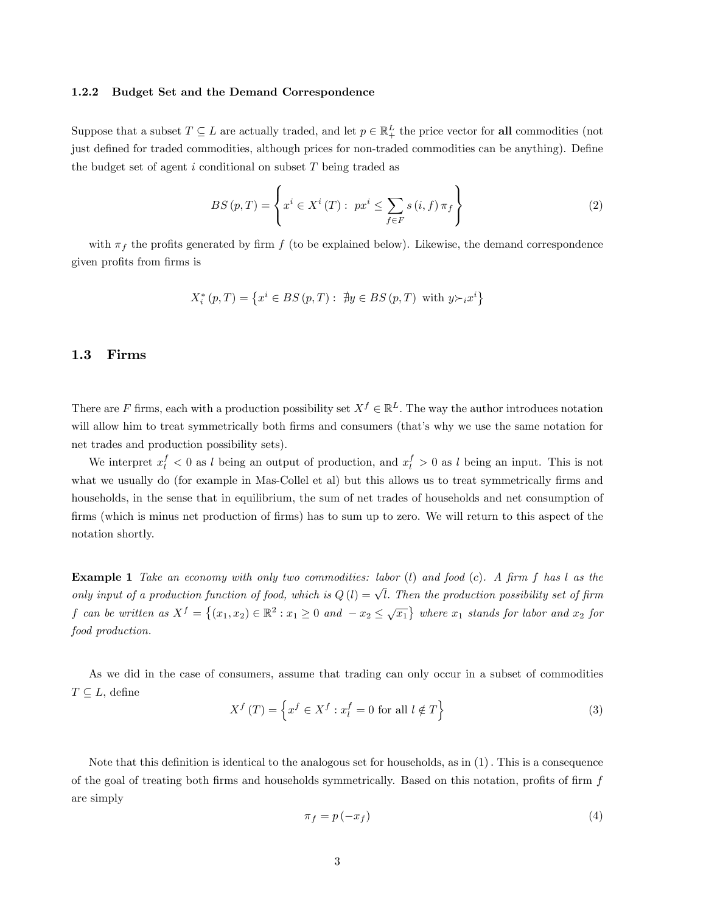### 1.2.2 Budget Set and the Demand Correspondence

Suppose that a subset $T \subseteq L$ are actually traded, and let $p \in \mathbb{R}_{+}^{L}$ the price vector for **all** commodities (not just defined for traded commodities, although prices for non-traded commodities can be anything). Define the budget set of agent $i$ conditional on subset $T$ being traded as

$$BS(p,T) = \left\{ x^i \in X^i(T) : \; px^i \leq \sum_{f \in F} s(i,f)\, \pi_f \right\} \tag{2}$$

with $\pi_f$ the profits generated by firm $f$ (to be explained below). Likewise, the demand correspondence given profits from firms is

$$X_i^*(p,T) = \left\{ x^i \in BS(p,T) : \; \nexists y \in BS(p,T) \text{ with } y \succ_i x^i \right\}$$

## 1.3 Firms

There are $F$ firms, each with a production possibility set $X^f \in \mathbb{R}^L$. The way the author introduces notation will allow him to treat symmetrically both firms and consumers (that's why we use the same notation for net trades and production possibility sets).

We interpret $x_l^f < 0$ as $l$ being an output of production, and $x_l^f > 0$ as $l$ being an input. This is not what we usually do (for example in Mas-Collel et al) but this allows us to treat symmetrically firms and households, in the sense that in equilibrium, the sum of net trades of households and net consumption of firms (which is minus net production of firms) has to sum up to zero. We will return to this aspect of the notation shortly.

**Example 1** *Take an economy with only two commodities: labor ($l$) and food ($c$). A firm $f$ has $l$ as the only input of a production function of food, which is $Q(l) = \sqrt{l}$. Then the production possibility set of firm $f$ can be written as $X^f = \left\{ (x_1, x_2) \in \mathbb{R}^2 : x_1 \geq 0 \text{ and } -x_2 \leq \sqrt{x_1} \right\}$ where $x_1$ stands for labor and $x_2$ for food production.*

As we did in the case of consumers, assume that trading can only occur in a subset of commodities $T \subseteq L$, define

$$X^f(T) = \left\{ x^f \in X^f : x_l^f = 0 \text{ for all } l \notin T \right\} \tag{3}$$

Note that this definition is identical to the analogous set for households, as in $(1)$. This is a consequence of the goal of treating both firms and households symmetrically. Based on this notation, profits of firm $f$ are simply

$$\pi_f = p(-x_f) \tag{4}$$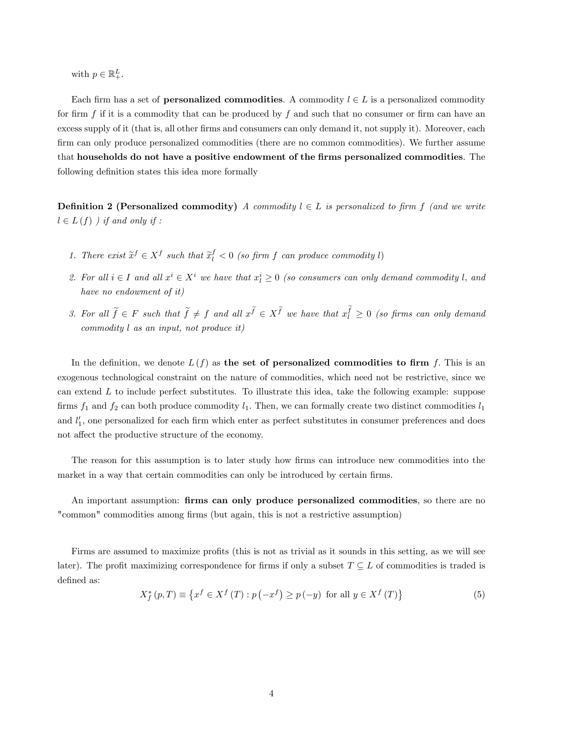with $p \in \mathbb{R}^L_+$.

Each firm has a set of **personalized commodities**. A commodity $l \in L$ is a personalized commodity for firm $f$ if it is a commodity that can be produced by $f$ and such that no consumer or firm can have an excess supply of it (that is, all other firms and consumers can only demand it, not supply it). Moreover, each firm can only produce personalized commodities (there are no common commodities). We further assume that **households do not have a positive endowment of the firms personalized commodities**. The following definition states this idea more formally

**Definition 2 (Personalized commodity)** *A commodity $l \in L$ is personalized to firm $f$ (and we write $l \in L(f)$ ) if and only if :*

1. *There exist $\widetilde{x}^f \in X^f$ such that $\widetilde{x}^f_l < 0$ (so firm $f$ can produce commodity $l$)*
2. *For all $i \in I$ and all $x^i \in X^i$ we have that $x^i_l \geq 0$ (so consumers can only demand commodity $l$, and have no endowment of it)*
3. *For all $\widetilde{f} \in F$ such that $\widetilde{f} \neq f$ and all $x^{\widetilde{f}} \in X^{\widetilde{f}}$ we have that $x^{\widetilde{f}}_l \geq 0$ (so firms can only demand commodity $l$ as an input, not produce it)*

In the definition, we denote $L(f)$ as **the set of personalized commodities to firm** $f$. This is an exogenous technological constraint on the nature of commodities, which need not be restrictive, since we can extend $L$ to include perfect substitutes. To illustrate this idea, take the following example: suppose firms $f_1$ and $f_2$ can both produce commodity $l_1$. Then, we can formally create two distinct commodities $l_1$ and $l_1'$, one personalized for each firm which enter as perfect substitutes in consumer preferences and does not affect the productive structure of the economy.

The reason for this assumption is to later study how firms can introduce new commodities into the market in a way that certain commodities can only be introduced by certain firms.

An important assumption: **firms can only produce personalized commodities**, so there are no "common" commodities among firms (but again, this is not a restrictive assumption)

Firms are assumed to maximize profits (this is not as trivial as it sounds in this setting, as we will see later). The profit maximizing correspondence for firms if only a subset $T \subseteq L$ of commodities is traded is defined as:

$$X^*_f(p, T) \equiv \left\{ x^f \in X^f(T) : p\left(-x^f\right) \geq p(-y) \text{ for all } y \in X^f(T) \right\} \tag{5}$$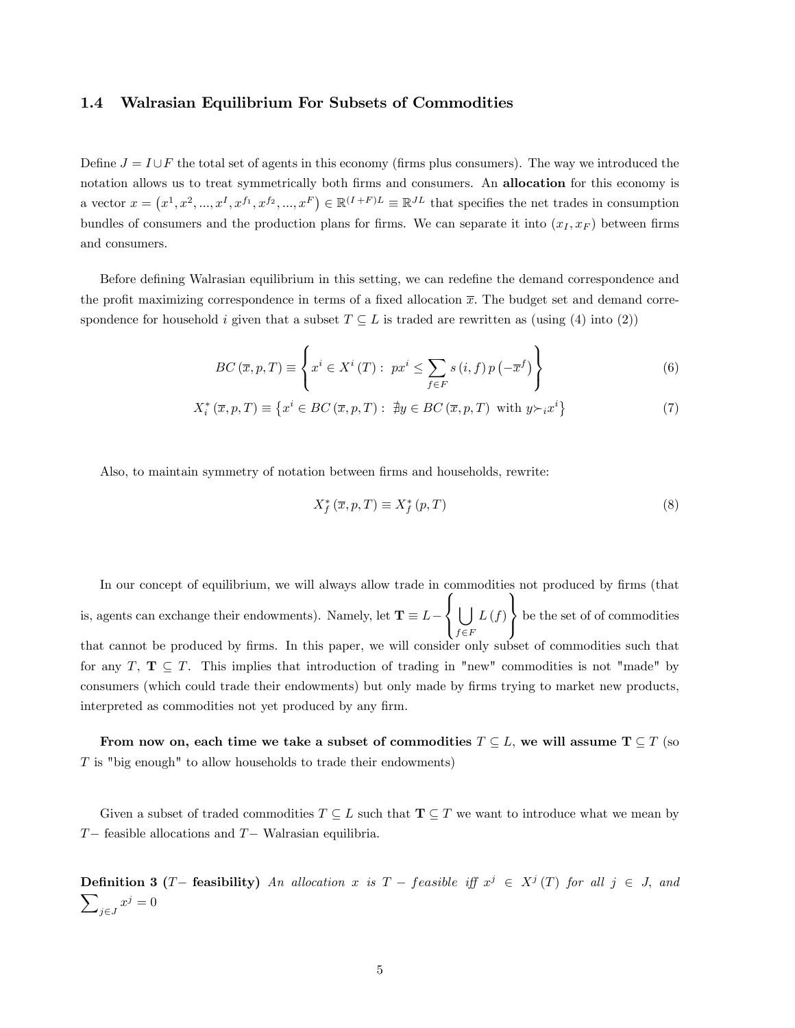## 1.4 Walrasian Equilibrium For Subsets of Commodities

Define $J = I \cup F$ the total set of agents in this economy (firms plus consumers). The way we introduced the notation allows us to treat symmetrically both firms and consumers. An **allocation** for this economy is a vector $x = \left(x^1, x^2, ..., x^I, x^{f_1}, x^{f_2}, ..., x^F\right) \in \mathbb{R}^{(I+F)L} \equiv \mathbb{R}^{JL}$ that specifies the net trades in consumption bundles of consumers and the production plans for firms. We can separate it into $(x_I, x_F)$ between firms and consumers.

Before defining Walrasian equilibrium in this setting, we can redefine the demand correspondence and the profit maximizing correspondence in terms of a fixed allocation $\overline{x}$. The budget set and demand correspondence for household $i$ given that a subset $T \subseteq L$ is traded are rewritten as (using (4) into (2))

$$BC\left(\overline{x}, p, T\right) \equiv \left\{ x^i \in X^i\left(T\right) : \; px^i \leq \sum_{f \in F} s\left(i, f\right) p\left(-\overline{x}^f\right) \right\} \tag{6}$$

$$X_i^*\left(\overline{x}, p, T\right) \equiv \left\{ x^i \in BC\left(\overline{x}, p, T\right) : \; \nexists y \in BC\left(\overline{x}, p, T\right) \text{ with } y \succ_i x^i \right\} \tag{7}$$

Also, to maintain symmetry of notation between firms and households, rewrite:

$$X_f^*\left(\overline{x}, p, T\right) \equiv X_f^*\left(p, T\right) \tag{8}$$

In our concept of equilibrium, we will always allow trade in commodities not produced by firms (that is, agents can exchange their endowments). Namely, let $\mathbf{T} \equiv L - \left\{ \bigcup_{f \in F} L\left(f\right) \right\}$ be the set of of commodities that cannot be produced by firms. In this paper, we will consider only subset of commodities such that for any $T$, $\mathbf{T} \subseteq T$. This implies that introduction of trading in "new" commodities is not "made" by consumers (which could trade their endowments) but only made by firms trying to market new products, interpreted as commodities not yet produced by any firm.

**From now on, each time we take a subset of commodities $T \subseteq L$, we will assume $\mathbf{T} \subseteq T$** (so $T$ is "big enough" to allow households to trade their endowments)

Given a subset of traded commodities $T \subseteq L$ such that $\mathbf{T} \subseteq T$ we want to introduce what we mean by $T-$ feasible allocations and $T-$ Walrasian equilibria.

**Definition 3 ($T-$ feasibility)** *An allocation $x$ is $T - feasible$ iff $x^j \in X^j\left(T\right)$ for all $j \in J$, and $\sum_{j \in J} x^j = 0$*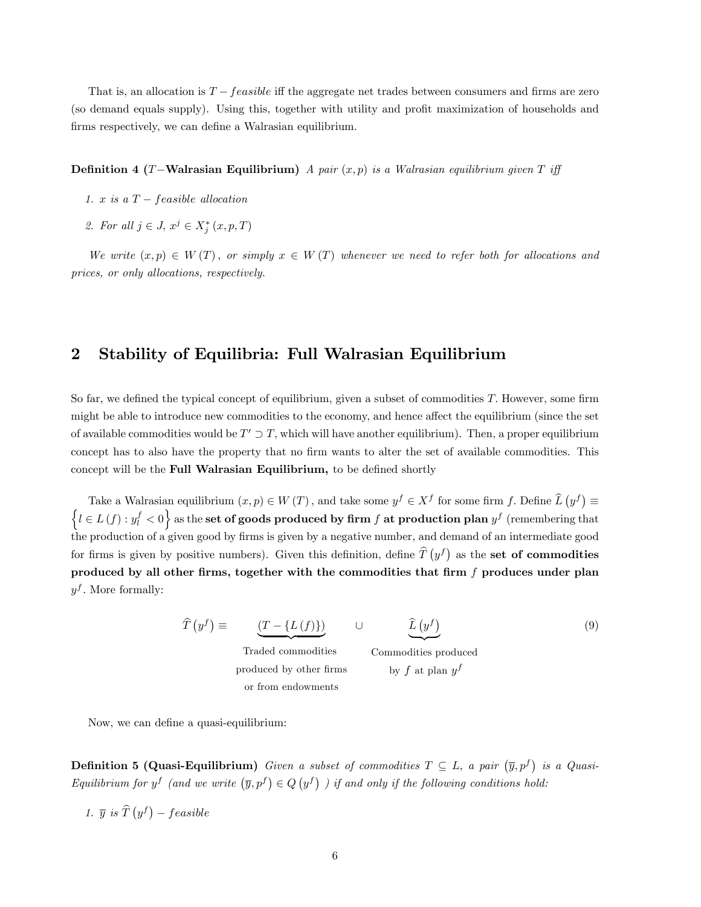That is, an allocation is $T-feasible$ iff the aggregate net trades between consumers and firms are zero (so demand equals supply). Using this, together with utility and profit maximization of households and firms respectively, we can define a Walrasian equilibrium.

**Definition 4 ($T-$Walrasian Equilibrium)** *A pair $(x,p)$ is a Walrasian equilibrium given $T$ iff*

1. *$x$ is a $T-feasible$ allocation*
2. *For all $j \in J$, $x^j \in X_j^*(x,p,T)$*

*We write $(x,p) \in W(T)$, or simply $x \in W(T)$ whenever we need to refer both for allocations and prices, or only allocations, respectively.*

## 2 Stability of Equilibria: Full Walrasian Equilibrium

So far, we defined the typical concept of equilibrium, given a subset of commodities $T$. However, some firm might be able to introduce new commodities to the economy, and hence affect the equilibrium (since the set of available commodities would be $T' \supset T$, which will have another equilibrium). Then, a proper equilibrium concept has to also have the property that no firm wants to alter the set of available commodities. This concept will be the **Full Walrasian Equilibrium,** to be defined shortly

Take a Walrasian equilibrium $(x,p) \in W(T)$, and take some $y^f \in X^f$ for some firm $f$. Define $\widehat{L}(y^f) \equiv \left\{ l \in L(f) : y_l^f < 0 \right\}$ as the **set of goods produced by firm $f$ at production plan** $y^f$ (remembering that the production of a given good by firms is given by a negative number, and demand of an intermediate good for firms is given by positive numbers). Given this definition, define $\widehat{T}(y^f)$ as the **set of commodities produced by all other firms, together with the commodities that firm $f$ produces under plan** $y^f$. More formally:

$$\widehat{T}(y^f) \equiv \underbrace{(T - \{L(f)\})}_{\substack{\text{Traded commodities} \\ \text{produced by other firms} \\ \text{or from endowments}}} \cup \underbrace{\widehat{L}(y^f)}_{\substack{\text{Commodities produced} \\ \text{by } f \text{ at plan } y^f}} \tag{9}$$

Now, we can define a quasi-equilibrium:

**Definition 5 (Quasi-Equilibrium)** *Given a subset of commodities $T \subseteq L$, a pair $(\overline{y}, p^f)$ is a Quasi-Equilibrium for $y^f$ (and we write $(\overline{y}, p^f) \in Q(y^f)$ ) if and only if the following conditions hold:*

1. *$\overline{y}$ is $\widehat{T}(y^f) - feasible$*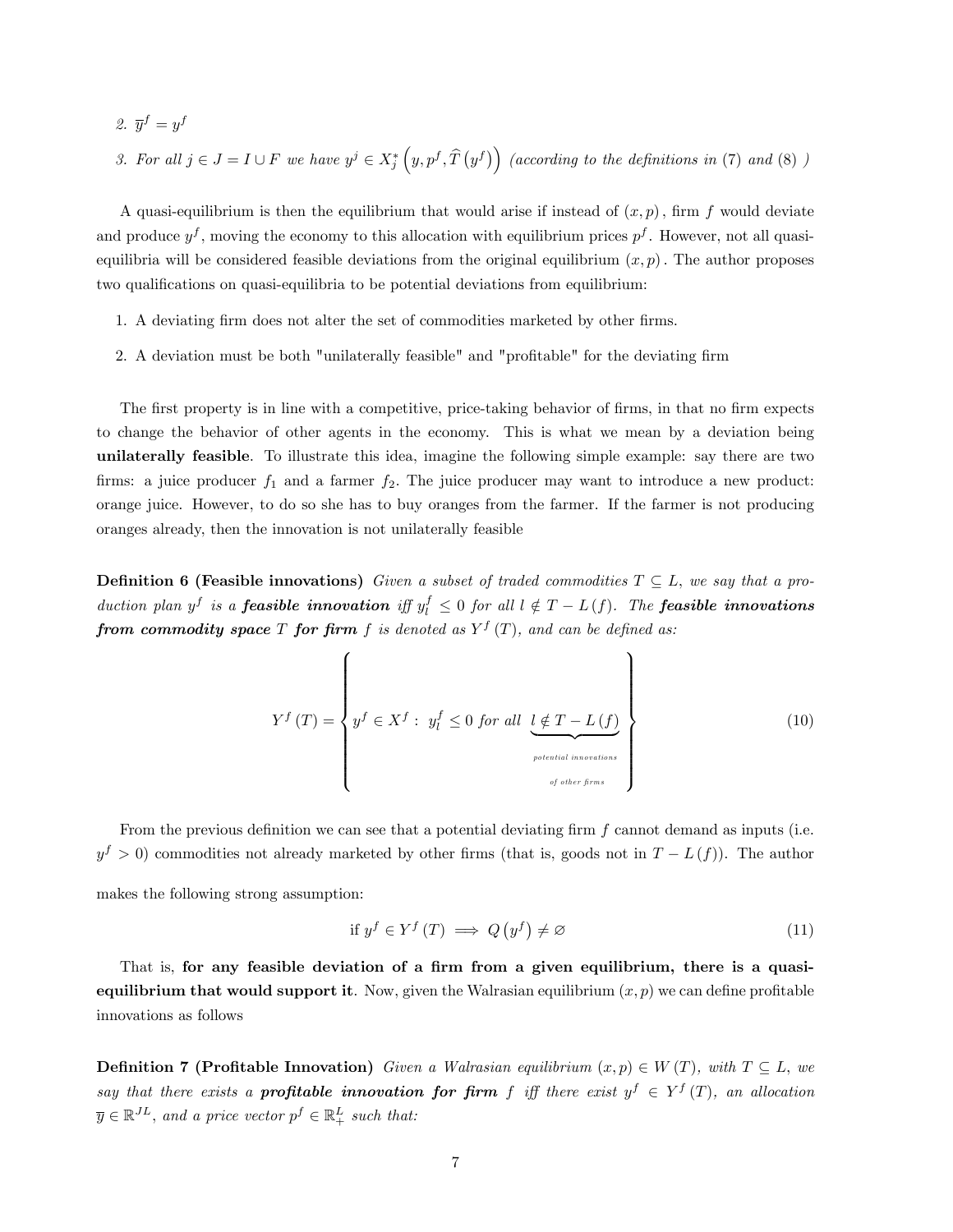2. $\overline{y}^f = y^f$

3. *For all* $j \in J = I \cup F$ *we have* $y^j \in X_j^* \left(y, p^f, \widehat{T}\left(y^f\right)\right)$ *(according to the definitions in* (7) *and* (8) *)*

A quasi-equilibrium is then the equilibrium that would arise if instead of $(x, p)$, firm $f$ would deviate and produce $y^f$, moving the economy to this allocation with equilibrium prices $p^f$. However, not all quasi-equilibria will be considered feasible deviations from the original equilibrium $(x, p)$. The author proposes two qualifications on quasi-equilibria to be potential deviations from equilibrium:

1. A deviating firm does not alter the set of commodities marketed by other firms.
2. A deviation must be both "unilaterally feasible" and "profitable" for the deviating firm

The first property is in line with a competitive, price-taking behavior of firms, in that no firm expects to change the behavior of other agents in the economy. This is what we mean by a deviation being **unilaterally feasible**. To illustrate this idea, imagine the following simple example: say there are two firms: a juice producer $f_1$ and a farmer $f_2$. The juice producer may want to introduce a new product: orange juice. However, to do so she has to buy oranges from the farmer. If the farmer is not producing oranges already, then the innovation is not unilaterally feasible

**Definition 6 (Feasible innovations)** *Given a subset of traded commodities* $T \subseteq L$*, we say that a production plan* $y^f$ *is a* ***feasible innovation*** *iff* $y_l^f \leq 0$ *for all* $l \notin T - L(f)$*. The* ***feasible innovations from commodity space*** $T$ ***for firm*** $f$ *is denoted as* $Y^f(T)$*, and can be defined as:*

$$Y^f(T) = \left\{ y^f \in X^f : \ y_l^f \leq 0 \text{ for all } \underbrace{l \notin T - L(f)}_{\substack{\text{potential innovations} \\ \text{of other firms}}} \right\} \tag{10}$$

From the previous definition we can see that a potential deviating firm $f$ cannot demand as inputs (i.e. $y^f > 0$) commodities not already marketed by other firms (that is, goods not in $T - L(f)$). The author makes the following strong assumption:

$$\text{if } y^f \in Y^f(T) \implies Q\left(y^f\right) \neq \varnothing \tag{11}$$

That is, **for any feasible deviation of a firm from a given equilibrium, there is a quasi-equilibrium that would support it**. Now, given the Walrasian equilibrium $(x, p)$ we can define profitable innovations as follows

**Definition 7 (Profitable Innovation)** *Given a Walrasian equilibrium* $(x, p) \in W(T)$*, with* $T \subseteq L$*, we say that there exists a* ***profitable innovation for firm*** $f$ *iff there exist* $y^f \in Y^f(T)$*, an allocation* $\overline{y} \in \mathbb{R}^{JL}$*, and a price vector* $p^f \in \mathbb{R}_+^L$ *such that:*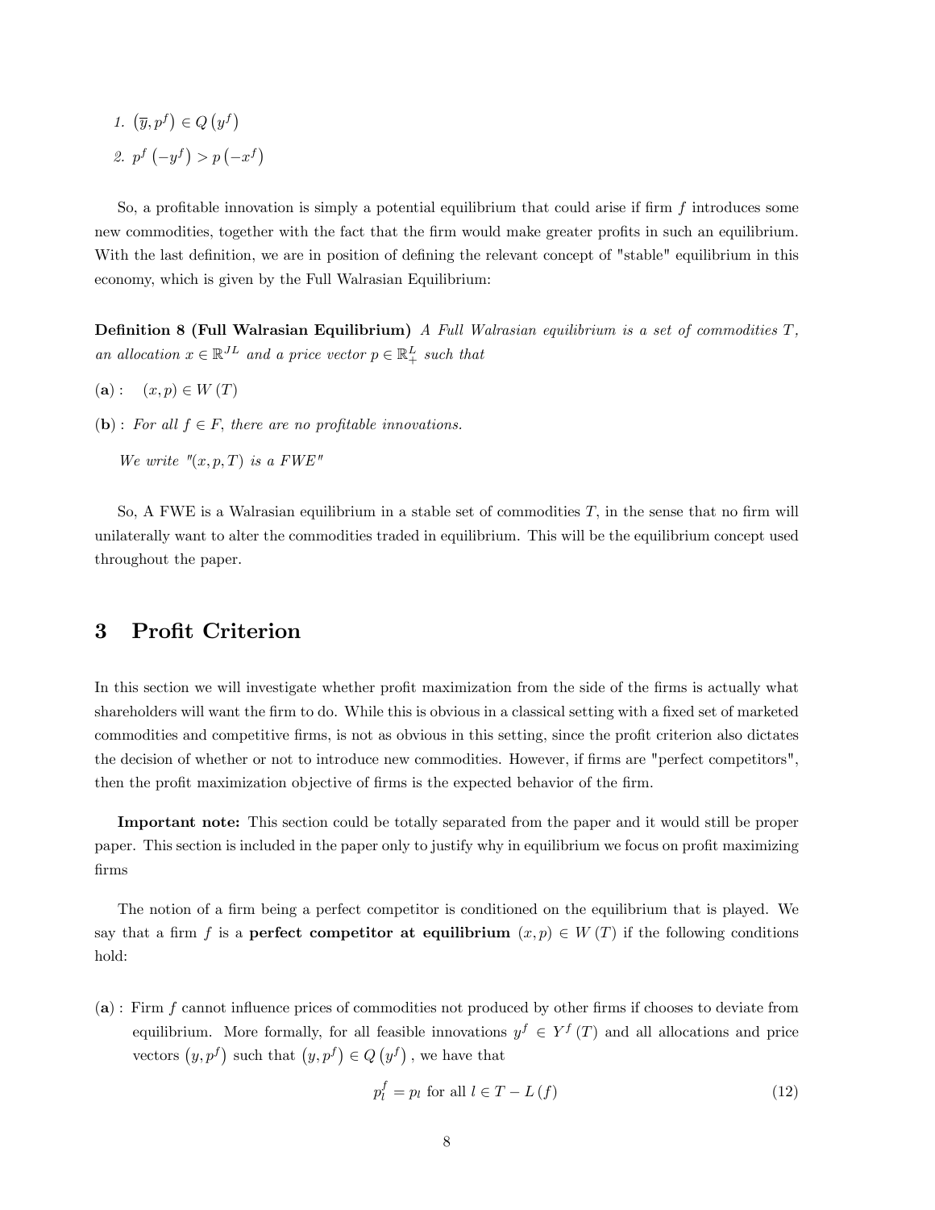1. $(\overline{y}, p^f) \in Q(y^f)$
2. $p^f(-y^f) > p(-x^f)$

So, a profitable innovation is simply a potential equilibrium that could arise if firm $f$ introduces some new commodities, together with the fact that the firm would make greater profits in such an equilibrium. With the last definition, we are in position of defining the relevant concept of "stable" equilibrium in this economy, which is given by the Full Walrasian Equilibrium:

**Definition 8 (Full Walrasian Equilibrium)** *A Full Walrasian equilibrium is a set of commodities $T$, an allocation $x \in \mathbb{R}^{JL}$ and a price vector $p \in \mathbb{R}^L_+$ such that*

**(a)** : $(x, p) \in W(T)$

**(b)** : *For all $f \in F$, there are no profitable innovations.*

*We write "$(x, p, T)$ is a FWE"*

So, A FWE is a Walrasian equilibrium in a stable set of commodities $T$, in the sense that no firm will unilaterally want to alter the commodities traded in equilibrium. This will be the equilibrium concept used throughout the paper.

# 3 Profit Criterion

In this section we will investigate whether profit maximization from the side of the firms is actually what shareholders will want the firm to do. While this is obvious in a classical setting with a fixed set of marketed commodities and competitive firms, is not as obvious in this setting, since the profit criterion also dictates the decision of whether or not to introduce new commodities. However, if firms are "perfect competitors", then the profit maximization objective of firms is the expected behavior of the firm.

**Important note:** This section could be totally separated from the paper and it would still be proper paper. This section is included in the paper only to justify why in equilibrium we focus on profit maximizing firms

The notion of a firm being a perfect competitor is conditioned on the equilibrium that is played. We say that a firm $f$ is a **perfect competitor at equilibrium** $(x, p) \in W(T)$ if the following conditions hold:

**(a)** : Firm $f$ cannot influence prices of commodities not produced by other firms if chooses to deviate from equilibrium. More formally, for all feasible innovations $y^f \in Y^f(T)$ and all allocations and price vectors $(y, p^f)$ such that $(y, p^f) \in Q(y^f)$, we have that

$$p_l^f = p_l \text{ for all } l \in T - L(f) \tag{12}$$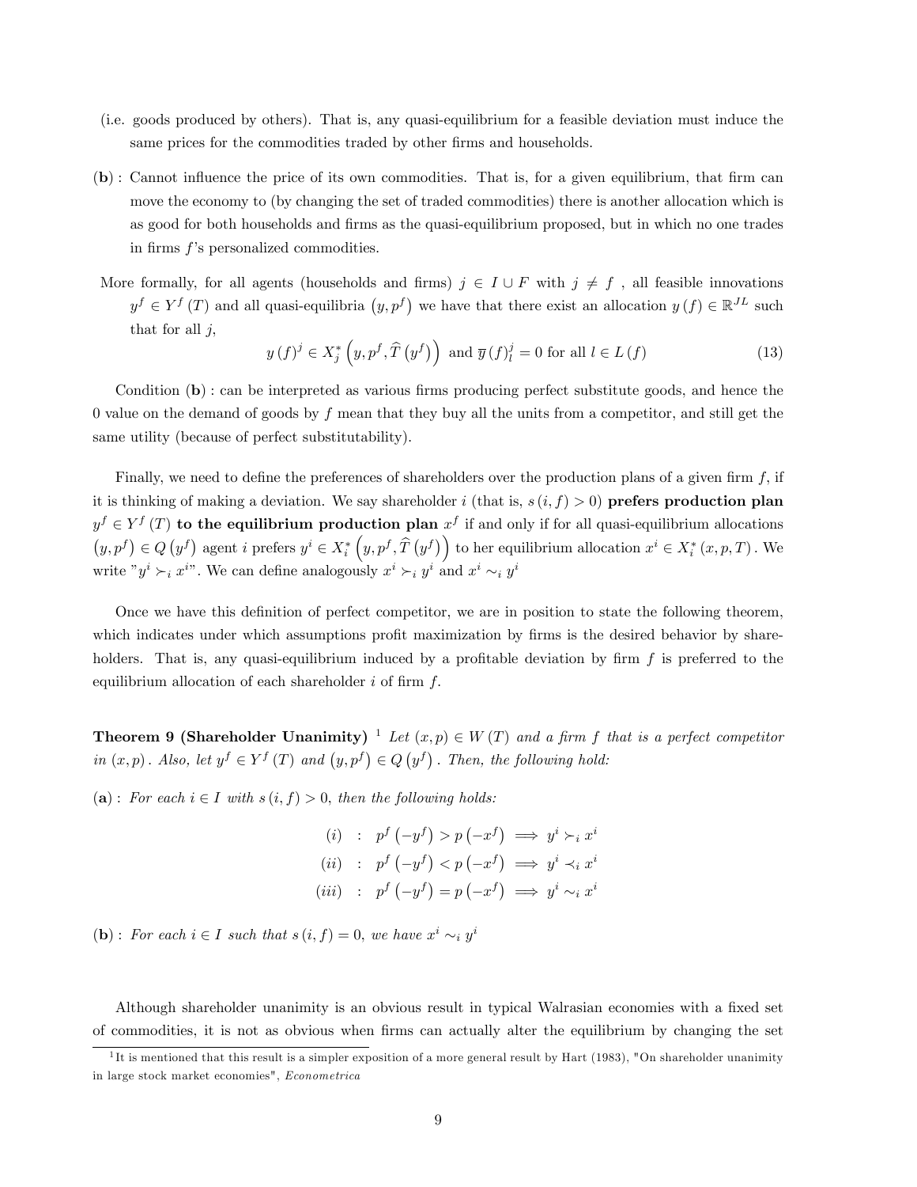(i.e. goods produced by others). That is, any quasi-equilibrium for a feasible deviation must induce the same prices for the commodities traded by other firms and households.

**(b)** : Cannot influence the price of its own commodities. That is, for a given equilibrium, that firm can move the economy to (by changing the set of traded commodities) there is another allocation which is as good for both households and firms as the quasi-equilibrium proposed, but in which no one trades in firms $f$'s personalized commodities.

More formally, for all agents (households and firms) $j \in I \cup F$ with $j \neq f$ , all feasible innovations $y^f \in Y^f(T)$ and all quasi-equilibria $(y, p^f)$ we have that there exist an allocation $y(f) \in \mathbb{R}^{JL}$ such that for all $j$,

$$y(f)^j \in X_j^*\left(y, p^f, \widehat{T}\left(y^f\right)\right) \text{ and } \overline{y}(f)_l^j = 0 \text{ for all } l \in L(f) \tag{13}$$

Condition **(b)** : can be interpreted as various firms producing perfect substitute goods, and hence the 0 value on the demand of goods by $f$ mean that they buy all the units from a competitor, and still get the same utility (because of perfect substitutability).

Finally, we need to define the preferences of shareholders over the production plans of a given firm $f$, if it is thinking of making a deviation. We say shareholder $i$ (that is, $s(i, f) > 0$) **prefers production plan** $y^f \in Y^f(T)$ **to the equilibrium production plan** $x^f$ if and only if for all quasi-equilibrium allocations $(y, p^f) \in Q(y^f)$ agent $i$ prefers $y^i \in X_i^*\left(y, p^f, \widehat{T}\left(y^f\right)\right)$ to her equilibrium allocation $x^i \in X_i^*(x, p, T)$. We write "$y^i \succ_i x^i$". We can define analogously $x^i \succ_i y^i$ and $x^i \sim_i y^i$

Once we have this definition of perfect competitor, we are in position to state the following theorem, which indicates under which assumptions profit maximization by firms is the desired behavior by shareholders. That is, any quasi-equilibrium induced by a profitable deviation by firm $f$ is preferred to the equilibrium allocation of each shareholder $i$ of firm $f$.

**Theorem 9 (Shareholder Unanimity)** [1] *Let $(x, p) \in W(T)$ and a firm $f$ that is a perfect competitor in $(x, p)$. Also, let $y^f \in Y^f(T)$ and $(y, p^f) \in Q(y^f)$. Then, the following hold:*

**(a)** : *For each $i \in I$ with $s(i, f) > 0$, then the following holds:*

$$\begin{aligned}
(i) \quad &: \quad p^f\left(-y^f\right) > p\left(-x^f\right) \implies y^i \succ_i x^i \\
(ii) \quad &: \quad p^f\left(-y^f\right) < p\left(-x^f\right) \implies y^i \prec_i x^i \\
(iii) \quad &: \quad p^f\left(-y^f\right) = p\left(-x^f\right) \implies y^i \sim_i x^i
\end{aligned}$$

**(b)** : *For each $i \in I$ such that $s(i, f) = 0$, we have $x^i \sim_i y^i$*

Although shareholder unanimity is an obvious result in typical Walrasian economies with a fixed set of commodities, it is not as obvious when firms can actually alter the equilibrium by changing the set

[1] It is mentioned that this result is a simpler exposition of a more general result by Hart (1983), "On shareholder unanimity in large stock market economies", *Econometrica*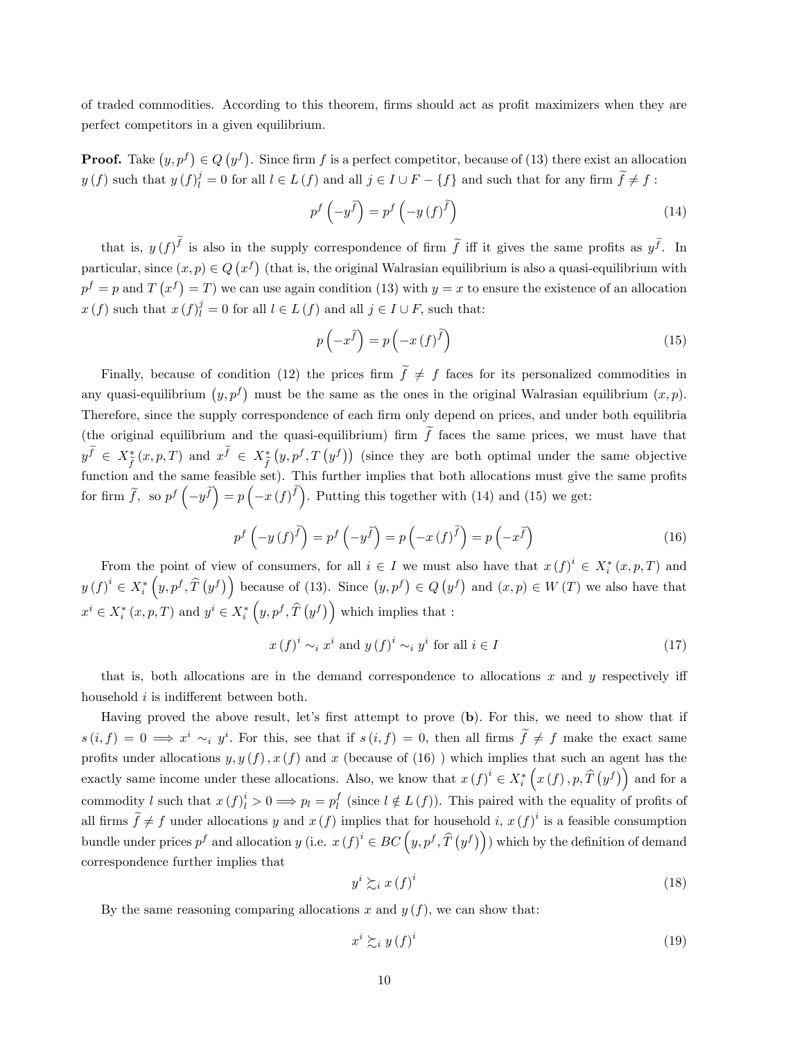of traded commodities. According to this theorem, firms should act as profit maximizers when they are perfect competitors in a given equilibrium.

**Proof.** Take $\left(y, p^f\right) \in Q\left(y^f\right)$. Since firm $f$ is a perfect competitor, because of (13) there exist an allocation $y(f)$ such that $y(f)_l^j = 0$ for all $l \in L(f)$ and all $j \in I \cup F - \{f\}$ and such that for any firm $\widetilde{f} \neq f$ :

$$p^f\left(-y^{\widetilde{f}}\right) = p^f\left(-y(f)^{\widetilde{f}}\right) \tag{14}$$

that is, $y(f)^{\widetilde{f}}$ is also in the supply correspondence of firm $\widetilde{f}$ iff it gives the same profits as $y^{\widetilde{f}}$. In particular, since $(x, p) \in Q\left(x^f\right)$ (that is, the original Walrasian equilibrium is also a quasi-equilibrium with $p^f = p$ and $T\left(x^f\right) = T$) we can use again condition (13) with $y = x$ to ensure the existence of an allocation $x(f)$ such that $x(f)_l^j = 0$ for all $l \in L(f)$ and all $j \in I \cup F$, such that:

$$p\left(-x^{\widetilde{f}}\right) = p\left(-x(f)^{\widetilde{f}}\right) \tag{15}$$

Finally, because of condition (12) the prices firm $\widetilde{f} \neq f$ faces for its personalized commodities in any quasi-equilibrium $\left(y, p^f\right)$ must be the same as the ones in the original Walrasian equilibrium $(x, p)$. Therefore, since the supply correspondence of each firm only depend on prices, and under both equilibria (the original equilibrium and the quasi-equilibrium) firm $\widetilde{f}$ faces the same prices, we must have that $y^{\widetilde{f}} \in X_{\widetilde{f}}^*(x, p, T)$ and $x^{\widetilde{f}} \in X_{\widetilde{f}}^*\left(y, p^f, T\left(y^f\right)\right)$ (since they are both optimal under the same objective function and the same feasible set). This further implies that both allocations must give the same profits for firm $\widetilde{f}$, so $p^f\left(-y^{\widetilde{f}}\right) = p\left(-x(f)^{\widetilde{f}}\right)$. Putting this together with (14) and (15) we get:

$$p^f\left(-y(f)^{\widetilde{f}}\right) = p^f\left(-y^{\widetilde{f}}\right) = p\left(-x(f)^{\widetilde{f}}\right) = p\left(-x^{\widetilde{f}}\right) \tag{16}$$

From the point of view of consumers, for all $i \in I$ we must also have that $x(f)^i \in X_i^*(x, p, T)$ and $y(f)^i \in X_i^*\left(y, p^f, \widehat{T}\left(y^f\right)\right)$ because of (13). Since $\left(y, p^f\right) \in Q\left(y^f\right)$ and $(x, p) \in W(T)$ we also have that $x^i \in X_i^*(x, p, T)$ and $y^i \in X_i^*\left(y, p^f, \widehat{T}\left(y^f\right)\right)$ which implies that :

$$x(f)^i \sim_i x^i \text{ and } y(f)^i \sim_i y^i \text{ for all } i \in I \tag{17}$$

that is, both allocations are in the demand correspondence to allocations $x$ and $y$ respectively iff household $i$ is indifferent between both.

Having proved the above result, let's first attempt to prove (**b**). For this, we need to show that if $s(i, f) = 0 \Longrightarrow x^i \sim_i y^i$. For this, see that if $s(i, f) = 0$, then all firms $\widetilde{f} \neq f$ make the exact same profits under allocations $y, y(f), x(f)$ and $x$ (because of (16) ) which implies that such an agent has the exactly same income under these allocations. Also, we know that $x(f)^i \in X_i^*\left(x(f), p, \widehat{T}\left(y^f\right)\right)$ and for a commodity $l$ such that $x(f)_l^i > 0 \Longrightarrow p_l = p_l^f$ (since $l \notin L(f)$). This paired with the equality of profits of all firms $\widetilde{f} \neq f$ under allocations $y$ and $x(f)$ implies that for household $i$, $x(f)^i$ is a feasible consumption bundle under prices $p^f$ and allocation $y$ (i.e. $x(f)^i \in BC\left(y, p^f, \widehat{T}\left(y^f\right)\right)$) which by the definition of demand correspondence further implies that

$$y^i \succsim_i x(f)^i \tag{18}$$

By the same reasoning comparing allocations $x$ and $y(f)$, we can show that:

$$x^i \succsim_i y(f)^i \tag{19}$$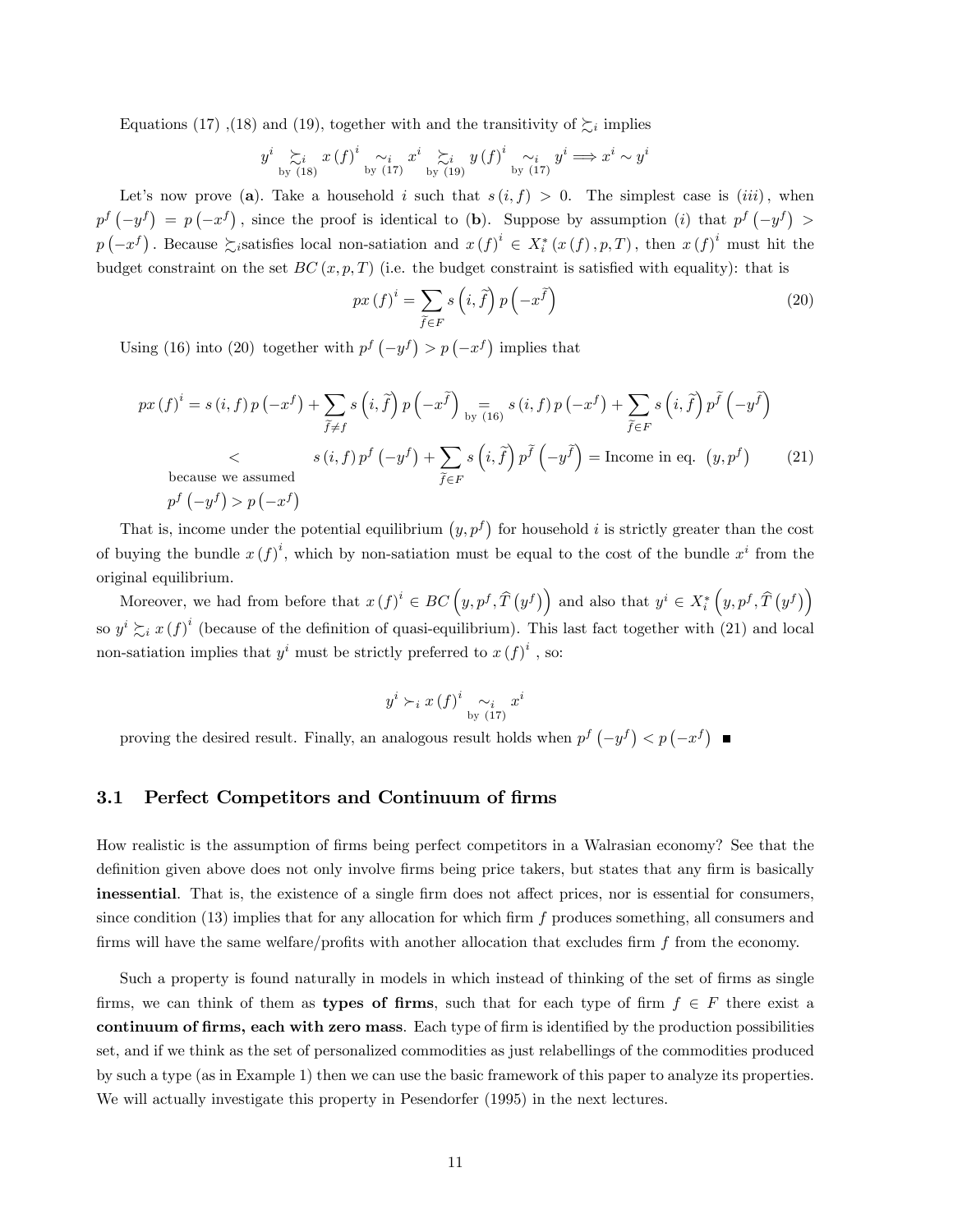Equations (17) ,(18) and (19), together with and the transitivity of $\succsim_i$ implies

$$y^i \underset{\text{by (18)}}{\succsim_i} x(f)^i \underset{\text{by (17)}}{\sim_i} x^i \underset{\text{by (19)}}{\succsim_i} y(f)^i \underset{\text{by (17)}}{\sim_i} y^i \Longrightarrow x^i \sim y^i$$

Let's now prove (**a**). Take a household $i$ such that $s(i,f) > 0$. The simplest case is $(iii)$, when $p^f(-y^f) = p(-x^f)$, since the proof is identical to (**b**). Suppose by assumption $(i)$ that $p^f(-y^f) > p(-x^f)$. Because $\succsim_i$satisfies local non-satiation and $x(f)^i \in X_i^*(x(f), p, T)$, then $x(f)^i$ must hit the budget constraint on the set $BC(x,p,T)$ (i.e. the budget constraint is satisfied with equality): that is

$$px(f)^i = \sum_{\widetilde{f} \in F} s\left(i, \widetilde{f}\right) p\left(-x^{\widetilde{f}}\right) \tag{20}$$

Using (16) into (20) together with $p^f(-y^f) > p(-x^f)$ implies that

$$px(f)^i = s(i,f)\, p(-x^f) + \sum_{\widetilde{f} \neq f} s\left(i,\widetilde{f}\right) p\left(-x^{\widetilde{f}}\right) \underset{\text{by (16)}}{=} s(i,f)\, p(-x^f) + \sum_{\widetilde{f} \in F} s\left(i,\widetilde{f}\right) p^{\widetilde{f}}\left(-y^{\widetilde{f}}\right)$$

$$\underset{\substack{\text{because we assumed} \\ p^f(-y^f) > p(-x^f)}}{<} s(i,f)\, p^f(-y^f) + \sum_{\widetilde{f} \in F} s\left(i,\widetilde{f}\right) p^{\widetilde{f}}\left(-y^{\widetilde{f}}\right) = \text{Income in eq. } \left(y, p^f\right) \tag{21}$$

That is, income under the potential equilibrium $(y, p^f)$ for household $i$ is strictly greater than the cost of buying the bundle $x(f)^i$, which by non-satiation must be equal to the cost of the bundle $x^i$ from the original equilibrium.

Moreover, we had from before that $x(f)^i \in BC\left(y, p^f, \widehat{T}(y^f)\right)$ and also that $y^i \in X_i^*\left(y, p^f, \widehat{T}(y^f)\right)$ so $y^i \succsim_i x(f)^i$ (because of the definition of quasi-equilibrium). This last fact together with (21) and local non-satiation implies that $y^i$ must be strictly preferred to $x(f)^i$ , so:

$$y^i \succ_i x(f)^i \underset{\text{by (17)}}{\sim_i} x^i$$

proving the desired result. Finally, an analogous result holds when $p^f(-y^f) < p(-x^f)$ ■

## 3.1 Perfect Competitors and Continuum of firms

How realistic is the assumption of firms being perfect competitors in a Walrasian economy? See that the definition given above does not only involve firms being price takers, but states that any firm is basically **inessential**. That is, the existence of a single firm does not affect prices, nor is essential for consumers, since condition (13) implies that for any allocation for which firm $f$ produces something, all consumers and firms will have the same welfare/profits with another allocation that excludes firm $f$ from the economy.

Such a property is found naturally in models in which instead of thinking of the set of firms as single firms, we can think of them as **types of firms**, such that for each type of firm $f \in F$ there exist a **continuum of firms, each with zero mass**. Each type of firm is identified by the production possibilities set, and if we think as the set of personalized commodities as just relabellings of the commodities produced by such a type (as in Example 1) then we can use the basic framework of this paper to analyze its properties. We will actually investigate this property in Pesendorfer (1995) in the next lectures.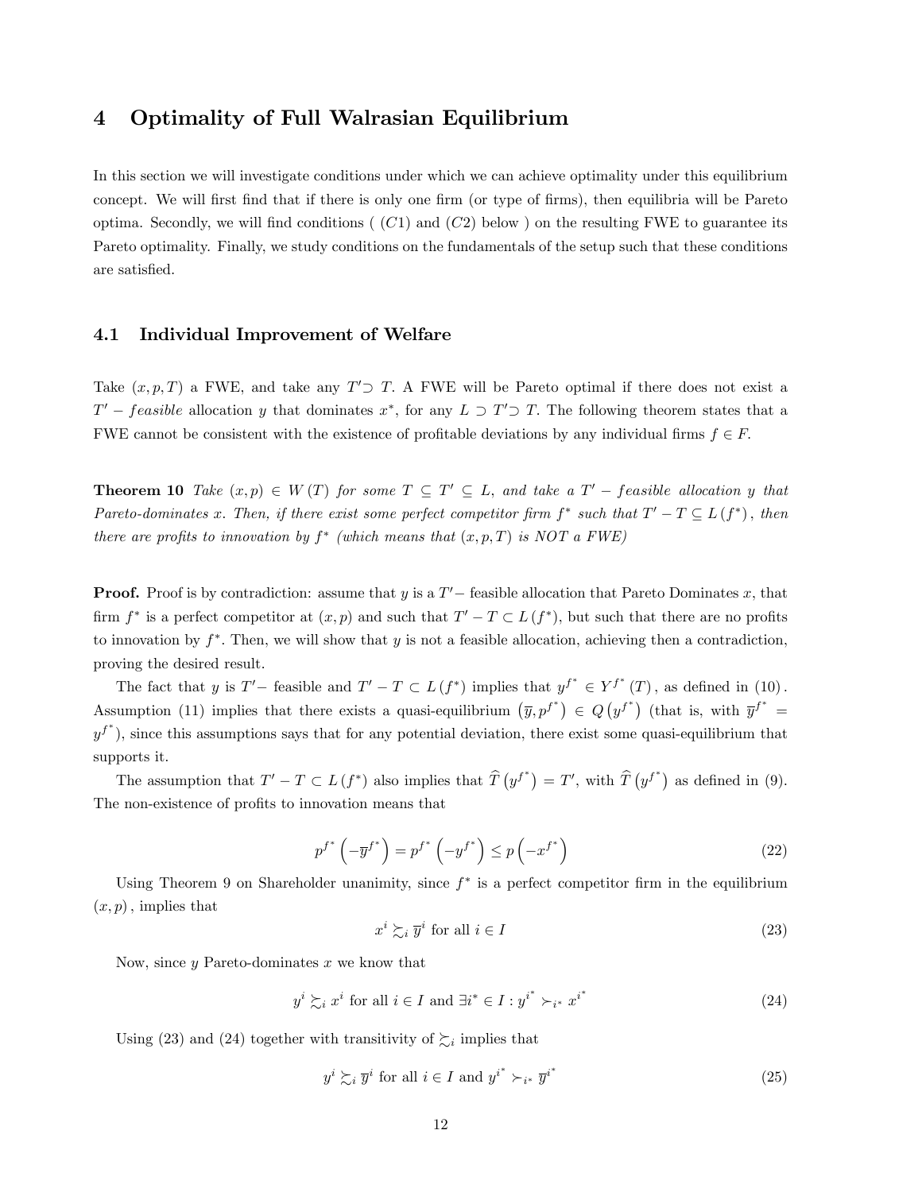# 4 Optimality of Full Walrasian Equilibrium

In this section we will investigate conditions under which we can achieve optimality under this equilibrium concept. We will first find that if there is only one firm (or type of firms), then equilibria will be Pareto optima. Secondly, we will find conditions ( $(C1)$ and $(C2)$ below ) on the resulting FWE to guarantee its Pareto optimality. Finally, we study conditions on the fundamentals of the setup such that these conditions are satisfied.

## 4.1 Individual Improvement of Welfare

Take $(x,p,T)$ a FWE, and take any $T' \supset T$. A FWE will be Pareto optimal if there does not exist a $T' - feasible$ allocation $y$ that dominates $x^*$, for any $L \supset T' \supset T$. The following theorem states that a FWE cannot be consistent with the existence of profitable deviations by any individual firms $f \in F$.

**Theorem 10** *Take $(x,p) \in W(T)$ for some $T \subseteq T' \subseteq L$, and take a $T' - feasible$ allocation $y$ that Pareto-dominates $x$. Then, if there exist some perfect competitor firm $f^*$ such that $T' - T \subseteq L(f^*)$, then there are profits to innovation by $f^*$ (which means that $(x,p,T)$ is NOT a FWE)*

**Proof.** Proof is by contradiction: assume that $y$ is a $T'-$ feasible allocation that Pareto Dominates $x$, that firm $f^*$ is a perfect competitor at $(x,p)$ and such that $T' - T \subset L(f^*)$, but such that there are no profits to innovation by $f^*$. Then, we will show that $y$ is not a feasible allocation, achieving then a contradiction, proving the desired result.

The fact that $y$ is $T'-$ feasible and $T' - T \subset L(f^*)$ implies that $y^{f^*} \in Y^{f^*}(T)$, as defined in $(10)$. Assumption (11) implies that there exists a quasi-equilibrium $\left(\overline{y}, p^{f^*}\right) \in Q\left(y^{f^*}\right)$ (that is, with $\overline{y}^{f^*} = y^{f^*}$), since this assumptions says that for any potential deviation, there exist some quasi-equilibrium that supports it.

The assumption that $T' - T \subset L(f^*)$ also implies that $\widehat{T}\left(y^{f^*}\right) = T'$, with $\widehat{T}\left(y^{f^*}\right)$ as defined in (9). The non-existence of profits to innovation means that

$$p^{f^*}\left(-\overline{y}^{f^*}\right) = p^{f^*}\left(-y^{f^*}\right) \leq p\left(-x^{f^*}\right) \tag{22}$$

Using Theorem 9 on Shareholder unanimity, since $f^*$ is a perfect competitor firm in the equilibrium $(x,p)$, implies that

$$x^i \succsim_i \overline{y}^i \text{ for all } i \in I \tag{23}$$

Now, since $y$ Pareto-dominates $x$ we know that

$$y^i \succsim_i x^i \text{ for all } i \in I \text{ and } \exists i^* \in I : y^{i^*} \succ_{i^*} x^{i^*} \tag{24}$$

Using (23) and (24) together with transitivity of $\succsim_i$ implies that

$$y^i \succsim_i \overline{y}^i \text{ for all } i \in I \text{ and } y^{i^*} \succ_{i^*} \overline{y}^{i^*} \tag{25}$$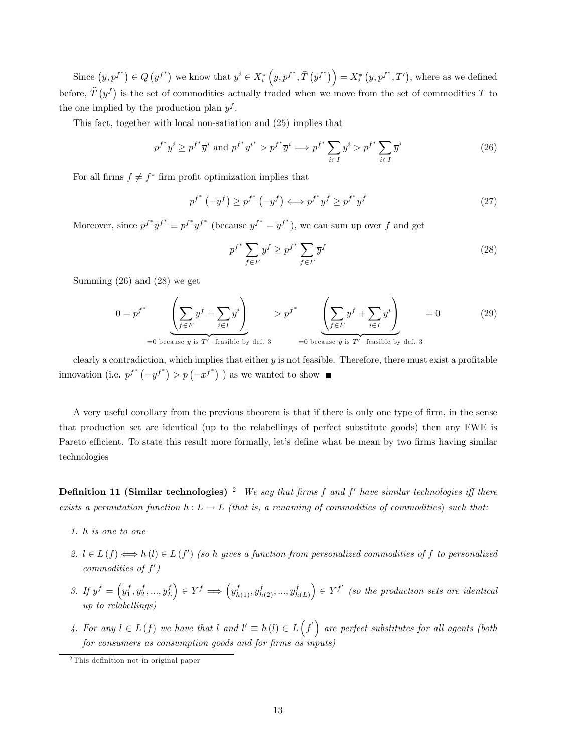Since $\left(\overline{y}, p^{f^*}\right) \in Q\left(y^{f^*}\right)$ we know that $\overline{y}^i \in X_i^*\left(\overline{y}, p^{f^*}, \widehat{T}\left(y^{f^*}\right)\right) = X_i^*\left(\overline{y}, p^{f^*}, T'\right)$, where as we defined before, $\widehat{T}\left(y^f\right)$ is the set of commodities actually traded when we move from the set of commodities $T$ to the one implied by the production plan $y^f$.

This fact, together with local non-satiation and (25) implies that

$$p^{f^*} y^i \geq p^{f^*} \overline{y}^i \text{ and } p^{f^*} y^{i^*} > p^{f^*} \overline{y}^i \Longrightarrow p^{f^*} \sum_{i \in I} y^i > p^{f^*} \sum_{i \in I} \overline{y}^i \tag{26}$$

For all firms $f \neq f^*$ firm profit optimization implies that

$$p^{f^*}\left(-\overline{y}^f\right) \geq p^{f^*}\left(-y^f\right) \Longleftrightarrow p^{f^*} y^f \geq p^{f^*} \overline{y}^f \tag{27}$$

Moreover, since $p^{f^*} \overline{y}^{f^*} \equiv p^{f^*} y^{f^*}$ (because $y^{f^*} = \overline{y}^{f^*}$), we can sum up over $f$ and get

$$p^{f^*} \sum_{f \in F} y^f \geq p^{f^*} \sum_{f \in F} \overline{y}^f \tag{28}$$

Summing (26) and (28) we get

$$0 = p^{f^*} \underbrace{\left(\sum_{f \in F} y^f + \sum_{i \in I} y^i\right)}_{=0 \text{ because } y \text{ is } T'-\text{feasible by def. 3}} > p^{f^*} \underbrace{\left(\sum_{f \in F} \overline{y}^f + \sum_{i \in I} \overline{y}^i\right)}_{=0 \text{ because } \overline{y} \text{ is } T'-\text{feasible by def. 3}} = 0 \tag{29}$$

clearly a contradiction, which implies that either $y$ is not feasible. Therefore, there must exist a profitable innovation (i.e. $p^{f^*}\left(-y^{f^*}\right) > p\left(-x^{f^*}\right)$ ) as we wanted to show ■

A very useful corollary from the previous theorem is that if there is only one type of firm, in the sense that production set are identical (up to the relabellings of perfect substitute goods) then any FWE is Pareto efficient. To state this result more formally, let's define what be mean by two firms having similar technologies

**Definition 11 (Similar technologies)** [2] *We say that firms $f$ and $f'$ have similar technologies iff there exists a permutation function $h : L \to L$ (that is, a renaming of commodities of commodities) such that:*

1. *$h$ is one to one*
2. *$l \in L(f) \Longleftrightarrow h(l) \in L(f')$ (so $h$ gives a function from personalized commodities of $f$ to personalized commodities of $f'$)*
3. *If $y^f = \left(y_1^f, y_2^f, ..., y_L^f\right) \in Y^f \Longrightarrow \left(y_{h(1)}^f, y_{h(2)}^f, ..., y_{h(L)}^f\right) \in Y^{f'}$ (so the production sets are identical up to relabellings)*
4. *For any $l \in L(f)$ we have that $l$ and $l' \equiv h(l) \in L\left(f'\right)$ are perfect substitutes for all agents (both for consumers as consumption goods and for firms as inputs)*

[2] This definition not in original paper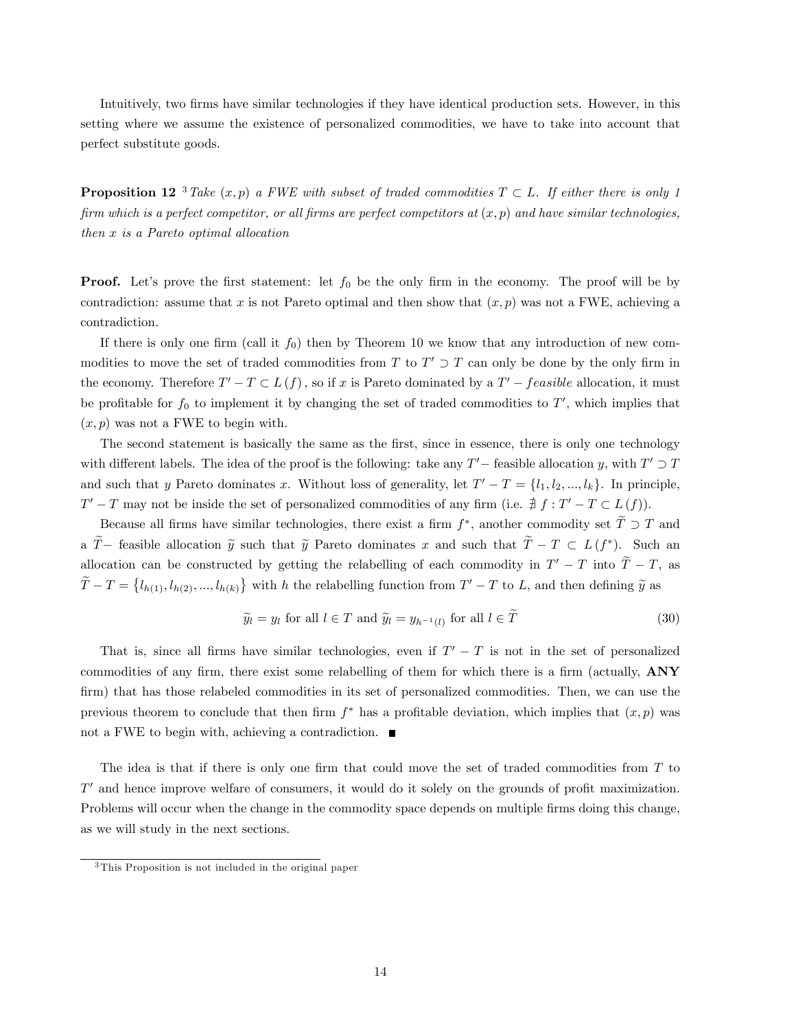Intuitively, two firms have similar technologies if they have identical production sets. However, in this setting where we assume the existence of personalized commodities, we have to take into account that perfect substitute goods.

**Proposition 12** [3] *Take $(x, p)$ a FWE with subset of traded commodities $T \subset L$. If either there is only 1 firm which is a perfect competitor, or all firms are perfect competitors at $(x, p)$ and have similar technologies, then $x$ is a Pareto optimal allocation*

**Proof.** Let's prove the first statement: let $f_0$ be the only firm in the economy. The proof will be by contradiction: assume that $x$ is not Pareto optimal and then show that $(x, p)$ was not a FWE, achieving a contradiction.

If there is only one firm (call it $f_0$) then by Theorem 10 we know that any introduction of new commodities to move the set of traded commodities from $T$ to $T' \supset T$ can only be done by the only firm in the economy. Therefore $T' - T \subset L(f)$, so if $x$ is Pareto dominated by a $T' - feasible$ allocation, it must be profitable for $f_0$ to implement it by changing the set of traded commodities to $T'$, which implies that $(x, p)$ was not a FWE to begin with.

The second statement is basically the same as the first, since in essence, there is only one technology with different labels. The idea of the proof is the following: take any $T'-$ feasible allocation $y$, with $T' \supset T$ and such that $y$ Pareto dominates $x$. Without loss of generality, let $T' - T = \{l_1, l_2, ..., l_k\}$. In principle, $T' - T$ may not be inside the set of personalized commodities of any firm (i.e. $\nexists\, f : T' - T \subset L(f)$).

Because all firms have similar technologies, there exist a firm $f^*$, another commodity set $\widetilde{T} \supset T$ and a $\widetilde{T}-$ feasible allocation $\widetilde{y}$ such that $\widetilde{y}$ Pareto dominates $x$ and such that $\widetilde{T} - T \subset L(f^*)$. Such an allocation can be constructed by getting the relabelling of each commodity in $T' - T$ into $\widetilde{T} - T$, as $\widetilde{T} - T = \{l_{h(1)}, l_{h(2)}, ..., l_{h(k)}\}$ with $h$ the relabelling function from $T' - T$ to $L$, and then defining $\widetilde{y}$ as

$$\widetilde{y}_l = y_l \text{ for all } l \in T \text{ and } \widetilde{y}_l = y_{h^{-1}(l)} \text{ for all } l \in \widetilde{T} \tag{30}$$

That is, since all firms have similar technologies, even if $T' - T$ is not in the set of personalized commodities of any firm, there exist some relabelling of them for which there is a firm (actually, **ANY** firm) that has those relabeled commodities in its set of personalized commodities. Then, we can use the previous theorem to conclude that then firm $f^*$ has a profitable deviation, which implies that $(x, p)$ was not a FWE to begin with, achieving a contradiction. ■

The idea is that if there is only one firm that could move the set of traded commodities from $T$ to $T'$ and hence improve welfare of consumers, it would do it solely on the grounds of profit maximization. Problems will occur when the change in the commodity space depends on multiple firms doing this change, as we will study in the next sections.

[3] This Proposition is not included in the original paper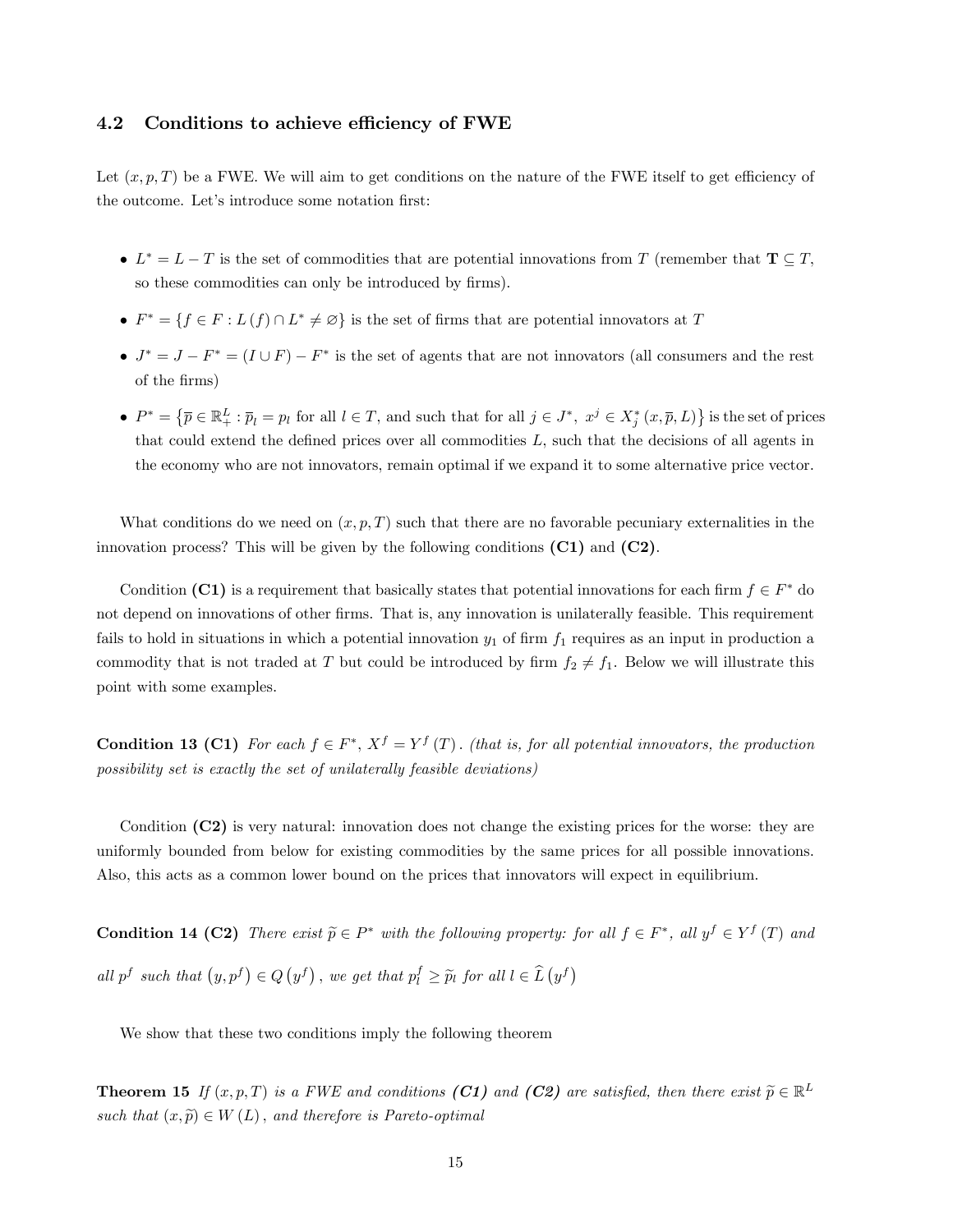### 4.2 Conditions to achieve efficiency of FWE

Let $(x, p, T)$ be a FWE. We will aim to get conditions on the nature of the FWE itself to get efficiency of the outcome. Let's introduce some notation first:

- $L^* = L - T$ is the set of commodities that are potential innovations from $T$ (remember that $\mathbf{T} \subseteq T$, so these commodities can only be introduced by firms).
- $F^* = \{f \in F : L(f) \cap L^* \neq \varnothing\}$ is the set of firms that are potential innovators at $T$
- $J^* = J - F^* = (I \cup F) - F^*$ is the set of agents that are not innovators (all consumers and the rest of the firms)
- $P^* = \left\{\overline{p} \in \mathbb{R}_+^L : \overline{p}_l = p_l \text{ for all } l \in T, \text{ and such that for all } j \in J^*,\ x^j \in X_j^*(x, \overline{p}, L)\right\}$ is the set of prices that could extend the defined prices over all commodities $L$, such that the decisions of all agents in the economy who are not innovators, remain optimal if we expand it to some alternative price vector.

What conditions do we need on $(x, p, T)$ such that there are no favorable pecuniary externalities in the innovation process? This will be given by the following conditions **(C1)** and **(C2)**.

Condition **(C1)** is a requirement that basically states that potential innovations for each firm $f \in F^*$ do not depend on innovations of other firms. That is, any innovation is unilaterally feasible. This requirement fails to hold in situations in which a potential innovation $y_1$ of firm $f_1$ requires as an input in production a commodity that is not traded at $T$ but could be introduced by firm $f_2 \neq f_1$. Below we will illustrate this point with some examples.

**Condition 13 (C1)** *For each $f \in F^*$, $X^f = Y^f(T)$. (that is, for all potential innovators, the production possibility set is exactly the set of unilaterally feasible deviations)*

Condition **(C2)** is very natural: innovation does not change the existing prices for the worse: they are uniformly bounded from below for existing commodities by the same prices for all possible innovations. Also, this acts as a common lower bound on the prices that innovators will expect in equilibrium.

**Condition 14 (C2)** *There exist $\widetilde{p} \in P^*$ with the following property: for all $f \in F^*$, all $y^f \in Y^f(T)$ and all $p^f$ such that $(y, p^f) \in Q(y^f)$, we get that $p_l^f \geq \widetilde{p}_l$ for all $l \in \widehat{L}(y^f)$*

We show that these two conditions imply the following theorem

**Theorem 15** *If $(x, p, T)$ is a FWE and conditions **(C1)** and **(C2)** are satisfied, then there exist $\widetilde{p} \in \mathbb{R}^L$ such that $(x, \widetilde{p}) \in W(L)$, and therefore is Pareto-optimal*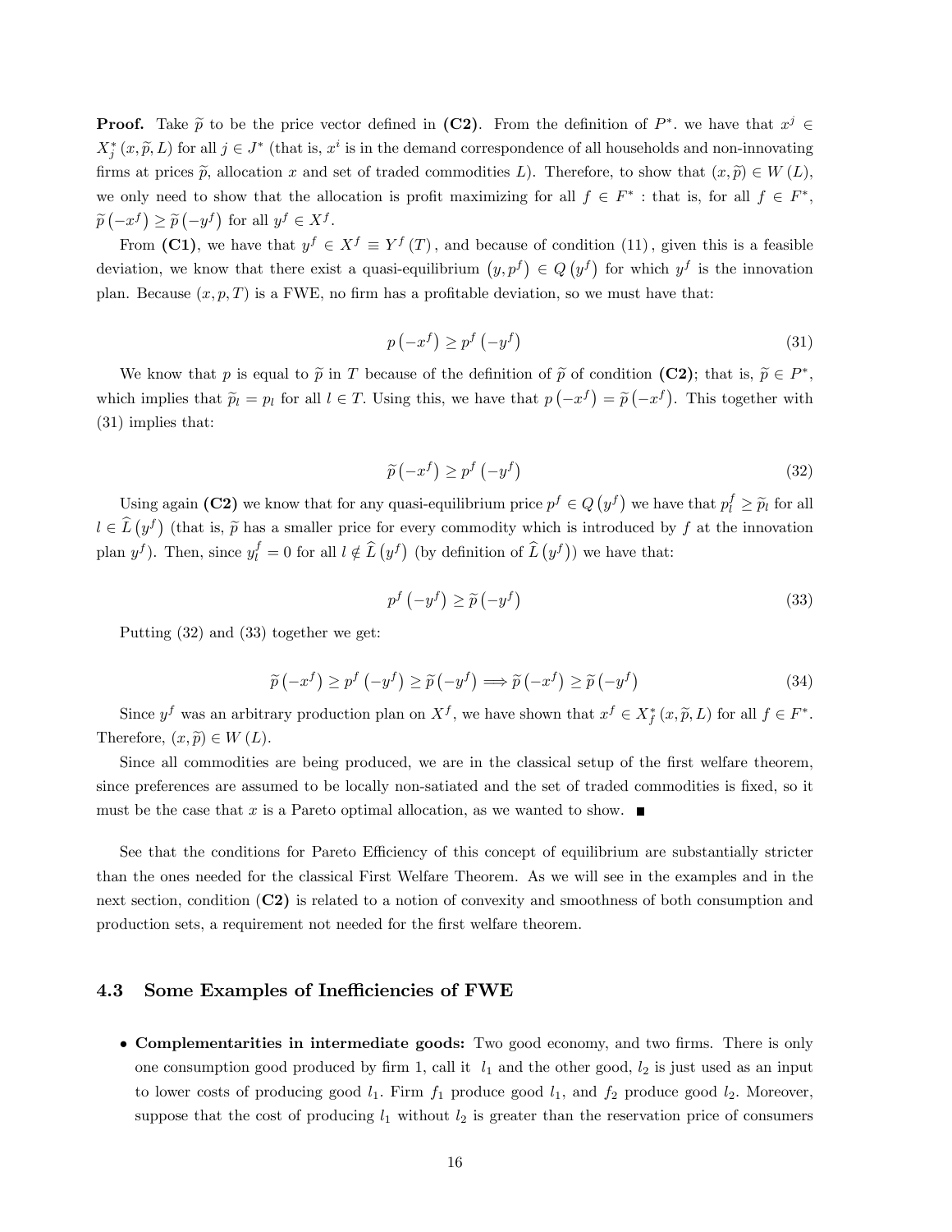**Proof.** Take $\widetilde{p}$ to be the price vector defined in **(C2)**. From the definition of $P^*$. we have that $x^j \in X_j^*(x, \widetilde{p}, L)$ for all $j \in J^*$ (that is, $x^i$ is in the demand correspondence of all households and non-innovating firms at prices $\widetilde{p}$, allocation $x$ and set of traded commodities $L$). Therefore, to show that $(x, \widetilde{p}) \in W(L)$, we only need to show that the allocation is profit maximizing for all $f \in F^*$ : that is, for all $f \in F^*$, $\widetilde{p}(-x^f) \geq \widetilde{p}(-y^f)$ for all $y^f \in X^f$.

From **(C1)**, we have that $y^f \in X^f \equiv Y^f(T)$, and because of condition $(11)$, given this is a feasible deviation, we know that there exist a quasi-equilibrium $(y, p^f) \in Q(y^f)$ for which $y^f$ is the innovation plan. Because $(x, p, T)$ is a FWE, no firm has a profitable deviation, so we must have that:

$$p(-x^f) \geq p^f(-y^f) \tag{31}$$

We know that $p$ is equal to $\widetilde{p}$ in $T$ because of the definition of $\widetilde{p}$ of condition **(C2)**; that is, $\widetilde{p} \in P^*$, which implies that $\widetilde{p}_l = p_l$ for all $l \in T$. Using this, we have that $p(-x^f) = \widetilde{p}(-x^f)$. This together with (31) implies that:

$$\widetilde{p}(-x^f) \geq p^f(-y^f) \tag{32}$$

Using again **(C2)** we know that for any quasi-equilibrium price $p^f \in Q(y^f)$ we have that $p_l^f \geq \widetilde{p}_l$ for all $l \in \widehat{L}(y^f)$ (that is, $\widetilde{p}$ has a smaller price for every commodity which is introduced by $f$ at the innovation plan $y^f$). Then, since $y_l^f = 0$ for all $l \notin \widehat{L}(y^f)$ (by definition of $\widehat{L}(y^f)$) we have that:

$$p^f(-y^f) \geq \widetilde{p}(-y^f) \tag{33}$$

Putting (32) and (33) together we get:

$$\widetilde{p}(-x^f) \geq p^f(-y^f) \geq \widetilde{p}(-y^f) \Longrightarrow \widetilde{p}(-x^f) \geq \widetilde{p}(-y^f) \tag{34}$$

Since $y^f$ was an arbitrary production plan on $X^f$, we have shown that $x^f \in X_f^*(x, \widetilde{p}, L)$ for all $f \in F^*$. Therefore, $(x, \widetilde{p}) \in W(L)$.

Since all commodities are being produced, we are in the classical setup of the first welfare theorem, since preferences are assumed to be locally non-satiated and the set of traded commodities is fixed, so it must be the case that $x$ is a Pareto optimal allocation, as we wanted to show. ■

See that the conditions for Pareto Efficiency of this concept of equilibrium are substantially stricter than the ones needed for the classical First Welfare Theorem. As we will see in the examples and in the next section, condition **(C2)** is related to a notion of convexity and smoothness of both consumption and production sets, a requirement not needed for the first welfare theorem.

### 4.3 Some Examples of Inefficiencies of FWE

- **Complementarities in intermediate goods:** Two good economy, and two firms. There is only one consumption good produced by firm 1, call it $l_1$ and the other good, $l_2$ is just used as an input to lower costs of producing good $l_1$. Firm $f_1$ produce good $l_1$, and $f_2$ produce good $l_2$. Moreover, suppose that the cost of producing $l_1$ without $l_2$ is greater than the reservation price of consumers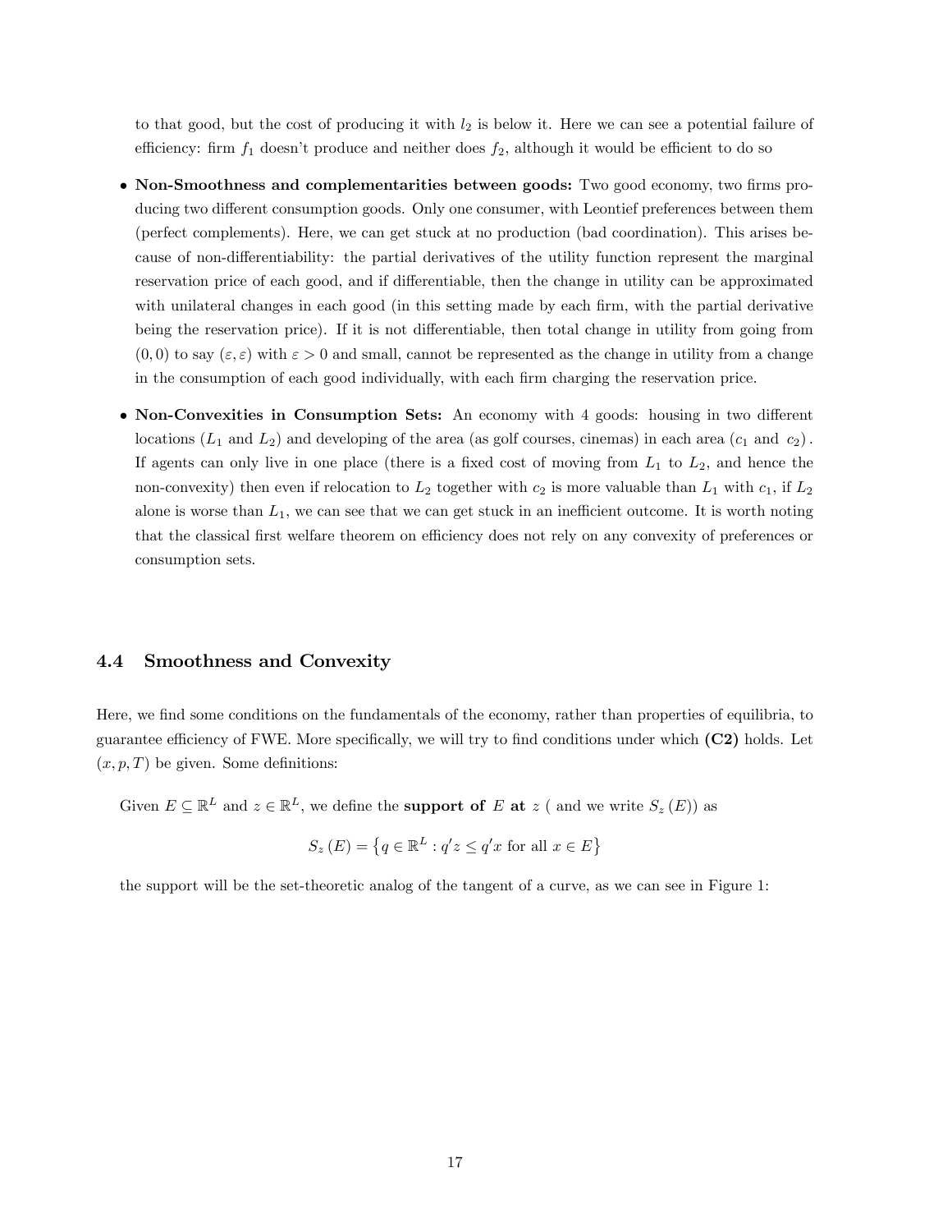to that good, but the cost of producing it with $l_2$ is below it. Here we can see a potential failure of efficiency: firm $f_1$ doesn't produce and neither does $f_2$, although it would be efficient to do so

- **Non-Smoothness and complementarities between goods:** Two good economy, two firms producing two different consumption goods. Only one consumer, with Leontief preferences between them (perfect complements). Here, we can get stuck at no production (bad coordination). This arises because of non-differentiability: the partial derivatives of the utility function represent the marginal reservation price of each good, and if differentiable, then the change in utility can be approximated with unilateral changes in each good (in this setting made by each firm, with the partial derivative being the reservation price). If it is not differentiable, then total change in utility from going from $(0,0)$ to say $(\varepsilon, \varepsilon)$ with $\varepsilon > 0$ and small, cannot be represented as the change in utility from a change in the consumption of each good individually, with each firm charging the reservation price.
- **Non-Convexities in Consumption Sets:** An economy with 4 goods: housing in two different locations ($L_1$ and $L_2$) and developing of the area (as golf courses, cinemas) in each area ($c_1$ and $c_2$). If agents can only live in one place (there is a fixed cost of moving from $L_1$ to $L_2$, and hence the non-convexity) then even if relocation to $L_2$ together with $c_2$ is more valuable than $L_1$ with $c_1$, if $L_2$ alone is worse than $L_1$, we can see that we can get stuck in an inefficient outcome. It is worth noting that the classical first welfare theorem on efficiency does not rely on any convexity of preferences or consumption sets.

### 4.4 Smoothness and Convexity

Here, we find some conditions on the fundamentals of the economy, rather than properties of equilibria, to guarantee efficiency of FWE. More specifically, we will try to find conditions under which **(C2)** holds. Let $(x, p, T)$ be given. Some definitions:

Given $E \subseteq \mathbb{R}^L$ and $z \in \mathbb{R}^L$, we define the **support of** $E$ **at** $z$ ( and we write $S_z(E)$) as

$$S_z(E) = \left\{ q \in \mathbb{R}^L : q'z \leq q'x \text{ for all } x \in E \right\}$$

the support will be the set-theoretic analog of the tangent of a curve, as we can see in Figure 1: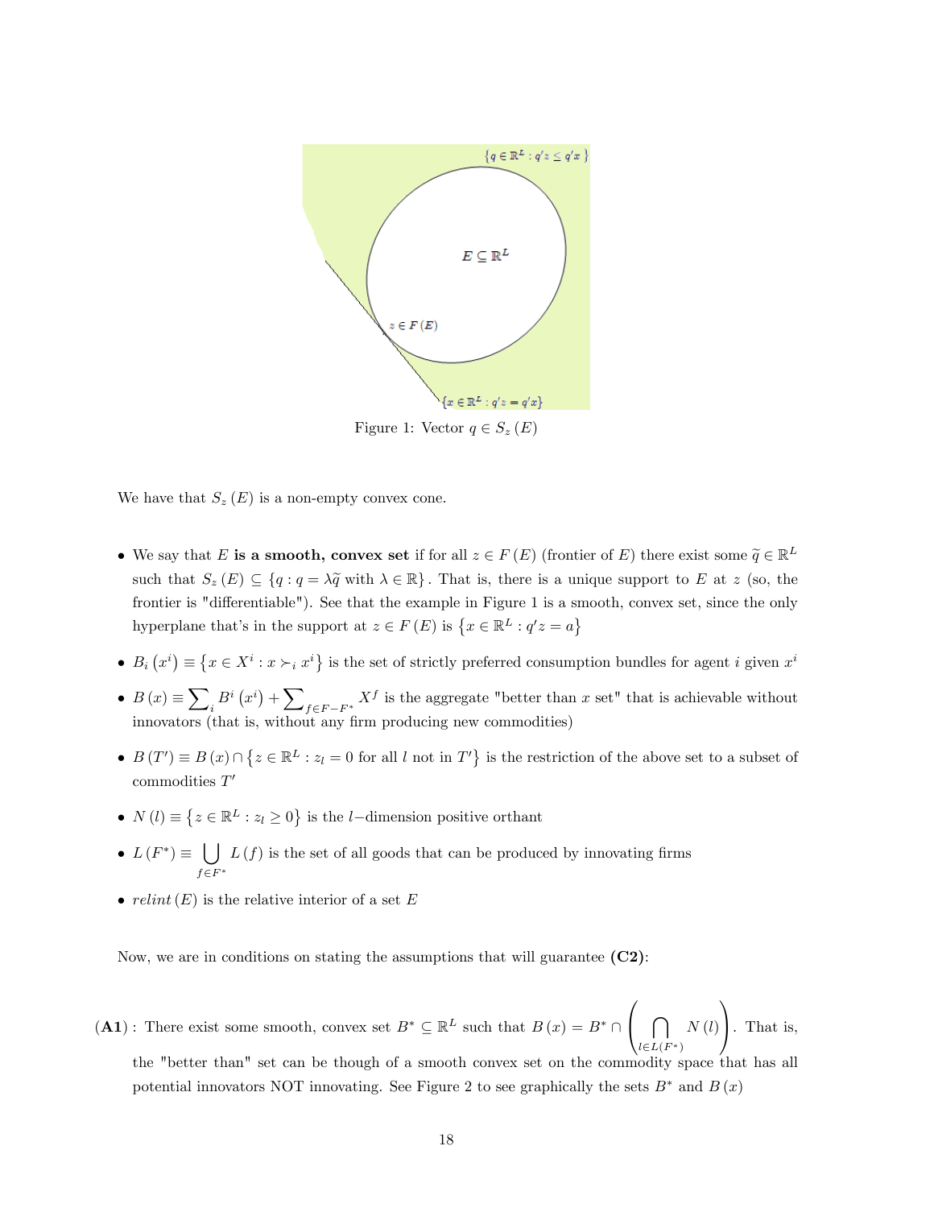Figure 1: Vector $q \in S_z(E)$

We have that $S_z(E)$ is a non-empty convex cone.

- We say that $E$ **is a smooth, convex set** if for all $z \in F(E)$ (frontier of $E$) there exist some $\widetilde{q} \in \mathbb{R}^L$ such that $S_z(E) \subseteq \{q : q = \lambda \widetilde{q} \text{ with } \lambda \in \mathbb{R}\}$. That is, there is a unique support to $E$ at $z$ (so, the frontier is "differentiable"). See that the example in Figure 1 is a smooth, convex set, since the only hyperplane that's in the support at $z \in F(E)$ is $\{x \in \mathbb{R}^L : q'z = a\}$
- $B_i(x^i) \equiv \{x \in X^i : x \succ_i x^i\}$ is the set of strictly preferred consumption bundles for agent $i$ given $x^i$
- $B(x) \equiv \sum_i B^i(x^i) + \sum_{f \in F - F^*} X^f$ is the aggregate "better than $x$ set" that is achievable without innovators (that is, without any firm producing new commodities)
- $B(T') \equiv B(x) \cap \{z \in \mathbb{R}^L : z_l = 0 \text{ for all } l \text{ not in } T'\}$ is the restriction of the above set to a subset of commodities $T'$
- $N(l) \equiv \{z \in \mathbb{R}^L : z_l \geq 0\}$ is the $l-$dimension positive orthant
- $L(F^*) \equiv \bigcup_{f \in F^*} L(f)$ is the set of all goods that can be produced by innovating firms
- *relint* $(E)$ is the relative interior of a set $E$

Now, we are in conditions on stating the assumptions that will guarantee **(C2)**:

**(A1)** : There exist some smooth, convex set $B^* \subseteq \mathbb{R}^L$ such that $B(x) = B^* \cap \left( \bigcap_{l \in L(F^*)} N(l) \right)$. That is, the "better than" set can be though of a smooth convex set on the commodity space that has all potential innovators NOT innovating. See Figure 2 to see graphically the sets $B^*$ and $B(x)$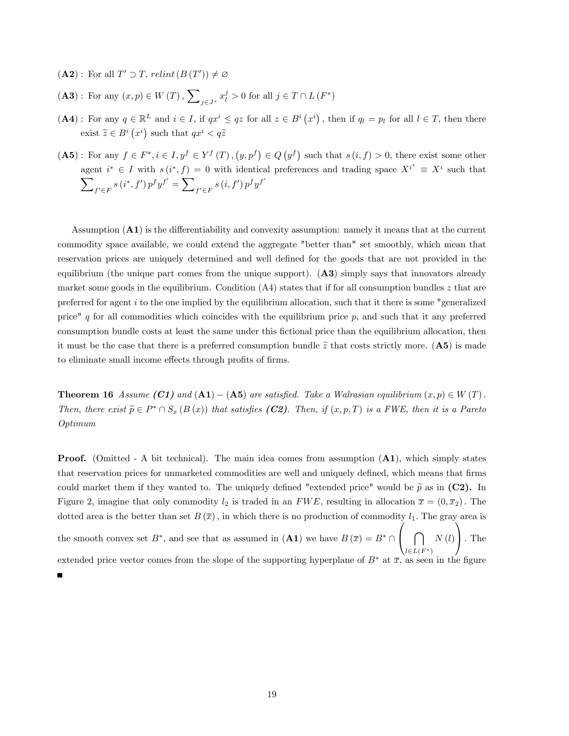$(\mathbf{A2})$ : For all $T' \supset T$, $relint\left(B\left(T'\right)\right) \neq \varnothing$

$(\mathbf{A3})$ : For any $(x,p) \in W(T)$, $\sum_{j \in J^*} x_l^j > 0$ for all $j \in T \cap L(F^*)$

$(\mathbf{A4})$ : For any $q \in \mathbb{R}^L$ and $i \in I$, if $qx^i \leq qz$ for all $z \in B^i\left(x^i\right)$, then if $q_l = p_l$ for all $l \in T$, then there exist $\widetilde{z} \in B^i\left(x^i\right)$ such that $qx^i < q\widetilde{z}$

$(\mathbf{A5})$ : For any $f \in F^*, i \in I, y^f \in Y^f(T), \left(y, p^f\right) \in Q\left(y^f\right)$ such that $s(i,f) > 0$, there exist some other agent $i^* \in I$ with $s(i^*, f) = 0$ with identical preferences and trading space $X^{i^*} \equiv X^i$ such that $\sum_{f' \in F} s(i^*, f') p^f y^{f'} = \sum_{f' \in F} s(i, f') p^f y^{f'}$

Assumption $(\mathbf{A1})$ is the differentiability and convexity assumption: namely it means that at the current commodity space available, we could extend the aggregate "better than" set smoothly, which mean that reservation prices are uniquely determined and well defined for the goods that are not provided in the equilibrium (the unique part comes from the unique support). $(\mathbf{A3})$ simply says that innovators already market some goods in the equilibrium. Condition (A4) states that if for all consumption bundles $z$ that are preferred for agent $i$ to the one implied by the equilibrium allocation, such that it there is some "generalized price" $q$ for all commodities which coincides with the equilibrium price $p$, and such that it any preferred consumption bundle costs at least the same under this fictional price than the equilibrium allocation, then it must be the case that there is a preferred consumption bundle $\widetilde{z}$ that costs strictly more. $(\mathbf{A5})$ is made to eliminate small income effects through profits of firms.

**Theorem 16** *Assume **(C1)** and* $(\mathbf{A1})-(\mathbf{A5})$ *are satisfied. Take a Walrasian equilibrium* $(x,p) \in W(T)$*. Then, there exist* $\widetilde{p} \in P^* \cap S_x(B(x))$ *that satisfies **(C2)**. Then, if* $(x,p,T)$ *is a FWE, then it is a Pareto Optimum*

**Proof.** (Omitted - A bit technical). The main idea comes from assumption $(\mathbf{A1})$, which simply states that reservation prices for unmarketed commodities are well and uniquely defined, which means that firms could market them if they wanted to. The uniquely defined "extended price" would be $\widetilde{p}$ as in **(C2).** In Figure 2, imagine that only commodity $l_2$ is traded in an $FWE$, resulting in allocation $\overline{x} = (0, \overline{x}_2)$. The dotted area is the better than set $B(\overline{x})$, in which there is no production of commodity $l_1$. The gray area is the smooth convex set $B^*$, and see that as assumed in $(\mathbf{A1})$ we have $B(\overline{x}) = B^* \cap \left(\bigcap_{l \in L(F^*)} N(l)\right)$. The extended price vector comes from the slope of the supporting hyperplane of $B^*$ at $\overline{x}$, as seen in the figure ■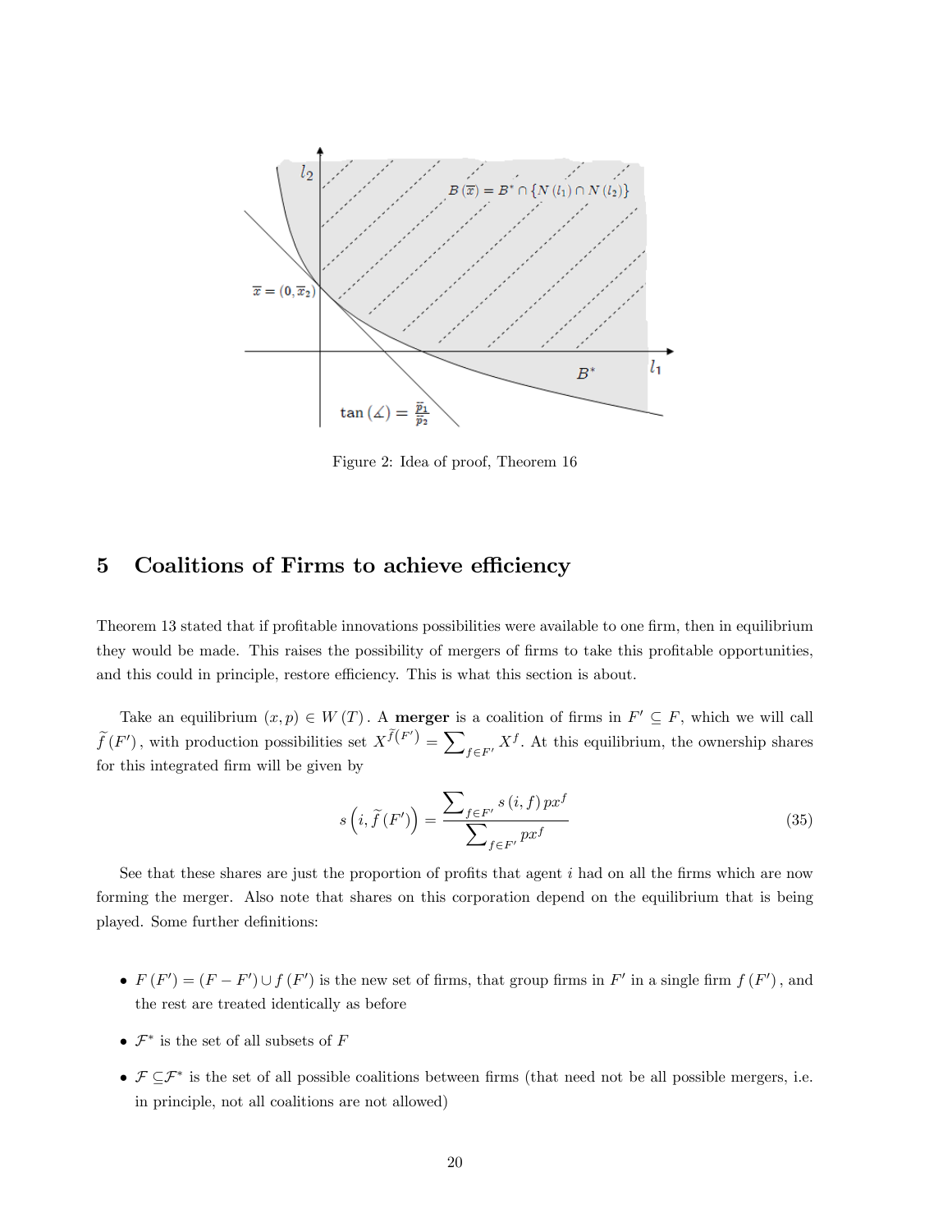Figure 2: Idea of proof, Theorem 16

## 5 Coalitions of Firms to achieve efficiency

Theorem 13 stated that if profitable innovations possibilities were available to one firm, then in equilibrium they would be made. This raises the possibility of mergers of firms to take this profitable opportunities, and this could in principle, restore efficiency. This is what this section is about.

Take an equilibrium $(x, p) \in W(T)$. A **merger** is a coalition of firms in $F' \subseteq F$, which we will call $\widetilde{f}(F')$, with production possibilities set $X^{\widetilde{f}(F')} = \sum_{f \in F'} X^f$. At this equilibrium, the ownership shares for this integrated firm will be given by

$$s\left(i, \widetilde{f}(F')\right) = \frac{\sum_{f \in F'} s(i, f) px^f}{\sum_{f \in F'} px^f} \tag{35}$$

See that these shares are just the proportion of profits that agent $i$ had on all the firms which are now forming the merger. Also note that shares on this corporation depend on the equilibrium that is being played. Some further definitions:

- $F(F') = (F - F') \cup f(F')$ is the new set of firms, that group firms in $F'$ in a single firm $f(F')$, and the rest are treated identically as before
- $\mathcal{F}^*$ is the set of all subsets of $F$
- $\mathcal{F} \subseteq \mathcal{F}^*$ is the set of all possible coalitions between firms (that need not be all possible mergers, i.e. in principle, not all coalitions are not allowed)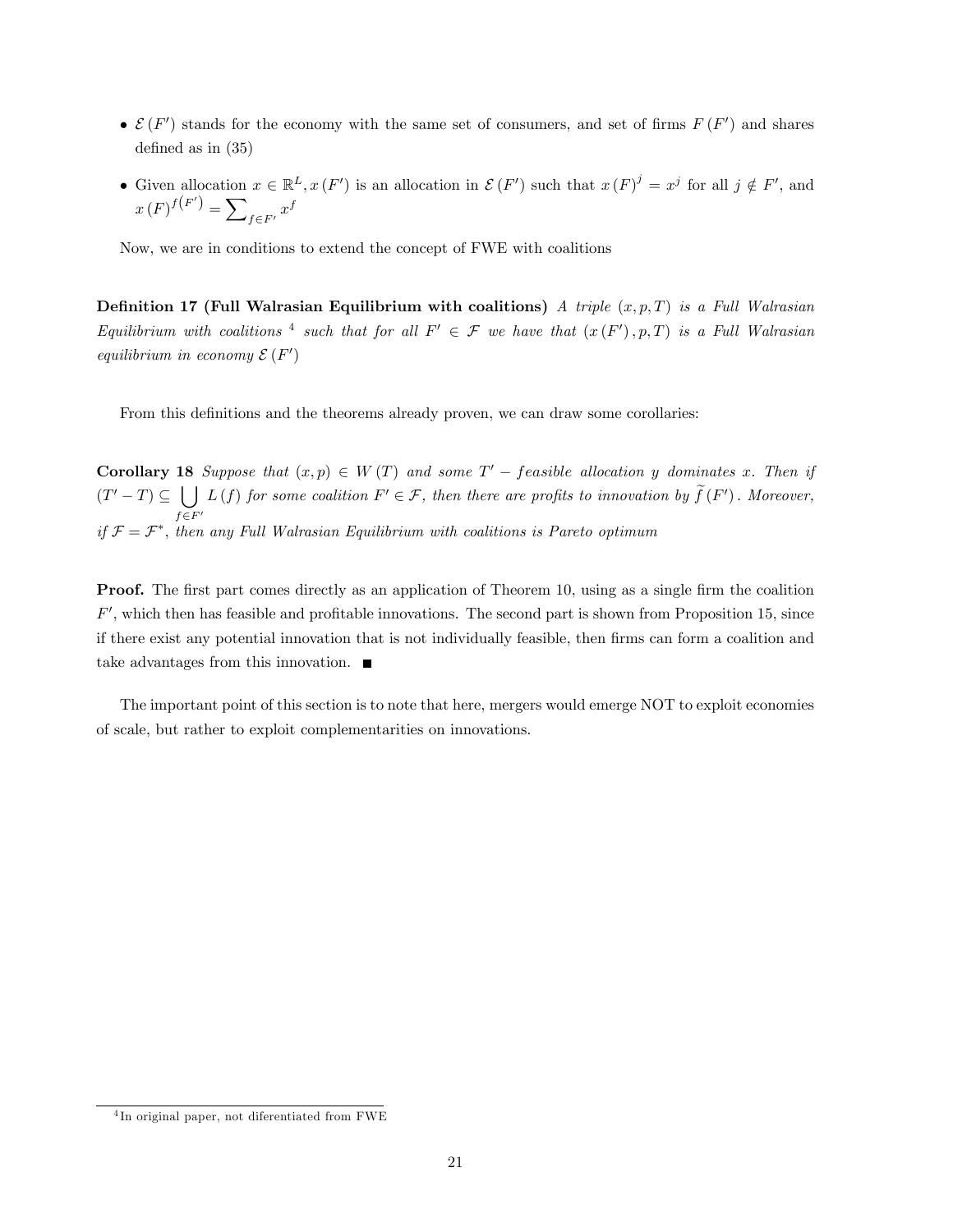- $\mathcal{E}(F')$ stands for the economy with the same set of consumers, and set of firms $F(F')$ and shares defined as in (35)
- Given allocation $x \in \mathbb{R}^L, x(F')$ is an allocation in $\mathcal{E}(F')$ such that $x(F)^j = x^j$ for all $j \notin F'$, and $x(F)^{f(F')} = \sum_{f \in F'} x^f$

Now, we are in conditions to extend the concept of FWE with coalitions

**Definition 17 (Full Walrasian Equilibrium with coalitions)** *A triple $(x, p, T)$ is a Full Walrasian Equilibrium with coalitions* [4] *such that for all $F' \in \mathcal{F}$ we have that $(x(F'), p, T)$ is a Full Walrasian equilibrium in economy $\mathcal{E}(F')$*

From this definitions and the theorems already proven, we can draw some corollaries:

**Corollary 18** *Suppose that $(x, p) \in W(T)$ and some $T' - feasible$ allocation $y$ dominates $x$. Then if $(T' - T) \subseteq \bigcup_{f \in F'} L(f)$ for some coalition $F' \in \mathcal{F}$, then there are profits to innovation by $\widetilde{f}(F')$. Moreover, if $\mathcal{F} = \mathcal{F}^*$, then any Full Walrasian Equilibrium with coalitions is Pareto optimum*

**Proof.** The first part comes directly as an application of Theorem 10, using as a single firm the coalition $F'$, which then has feasible and profitable innovations. The second part is shown from Proposition 15, since if there exist any potential innovation that is not individually feasible, then firms can form a coalition and take advantages from this innovation. ■

The important point of this section is to note that here, mergers would emerge NOT to exploit economies of scale, but rather to exploit complementarities on innovations.

[4] In original paper, not diferentiated from FWE